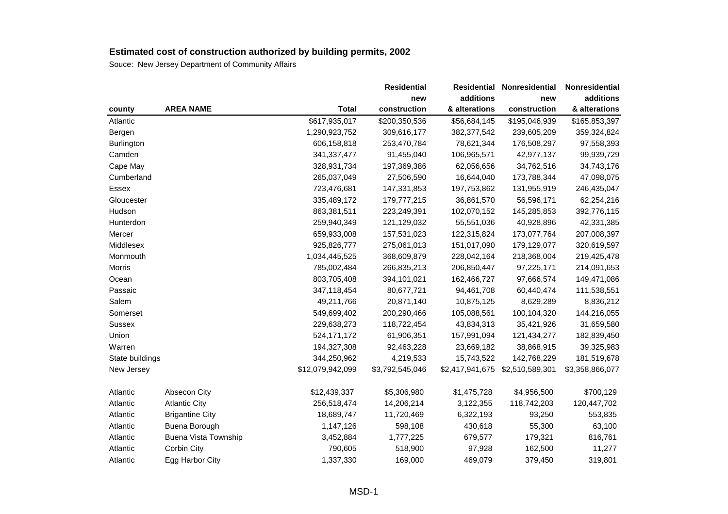## Estimated cost of construction authorized by building permits, 2002

Souce: New Jersey Department of Community Affairs

| county | AREA NAME | Total | Residential new construction | Residential additions & alterations | Nonresidential new construction | Nonresidential additions & alterations |
|---|---|---|---|---|---|---|
| Atlantic | | $617,935,017 | $200,350,536 | $56,684,145 | $195,046,939 | $165,853,397 |
| Bergen | | 1,290,923,752 | 309,616,177 | 382,377,542 | 239,605,209 | 359,324,824 |
| Burlington | | 606,158,818 | 253,470,784 | 78,621,344 | 176,508,297 | 97,558,393 |
| Camden | | 341,337,477 | 91,455,040 | 106,965,571 | 42,977,137 | 99,939,729 |
| Cape May | | 328,931,734 | 197,369,386 | 62,056,656 | 34,762,516 | 34,743,176 |
| Cumberland | | 265,037,049 | 27,506,590 | 16,644,040 | 173,788,344 | 47,098,075 |
| Essex | | 723,476,681 | 147,331,853 | 197,753,862 | 131,955,919 | 246,435,047 |
| Gloucester | | 335,489,172 | 179,777,215 | 36,861,570 | 56,596,171 | 62,254,216 |
| Hudson | | 863,381,511 | 223,249,391 | 102,070,152 | 145,285,853 | 392,776,115 |
| Hunterdon | | 259,940,349 | 121,129,032 | 55,551,036 | 40,928,896 | 42,331,385 |
| Mercer | | 659,933,008 | 157,531,023 | 122,315,824 | 173,077,764 | 207,008,397 |
| Middlesex | | 925,826,777 | 275,061,013 | 151,017,090 | 179,129,077 | 320,619,597 |
| Monmouth | | 1,034,445,525 | 368,609,879 | 228,042,164 | 218,368,004 | 219,425,478 |
| Morris | | 785,002,484 | 266,835,213 | 206,850,447 | 97,225,171 | 214,091,653 |
| Ocean | | 803,705,408 | 394,101,021 | 162,466,727 | 97,666,574 | 149,471,086 |
| Passaic | | 347,118,454 | 80,677,721 | 94,461,708 | 60,440,474 | 111,538,551 |
| Salem | | 49,211,766 | 20,871,140 | 10,875,125 | 8,629,289 | 8,836,212 |
| Somerset | | 549,699,402 | 200,290,466 | 105,088,561 | 100,104,320 | 144,216,055 |
| Sussex | | 229,638,273 | 118,722,454 | 43,834,313 | 35,421,926 | 31,659,580 |
| Union | | 524,171,172 | 61,906,351 | 157,991,094 | 121,434,277 | 182,839,450 |
| Warren | | 194,327,308 | 92,463,228 | 23,669,182 | 38,868,915 | 39,325,983 |
| State buildings | | 344,250,962 | 4,219,533 | 15,743,522 | 142,768,229 | 181,519,678 |
| New Jersey | | $12,079,942,099 | $3,792,545,046 | $2,417,941,675 | $2,510,589,301 | $3,358,866,077 |
| | | | | | | |
| Atlantic | Absecon City | $12,439,337 | $5,306,980 | $1,475,728 | $4,956,500 | $700,129 |
| Atlantic | Atlantic City | 256,518,474 | 14,206,214 | 3,122,355 | 118,742,203 | 120,447,702 |
| Atlantic | Brigantine City | 18,689,747 | 11,720,469 | 6,322,193 | 93,250 | 553,835 |
| Atlantic | Buena Borough | 1,147,126 | 598,108 | 430,618 | 55,300 | 63,100 |
| Atlantic | Buena Vista Township | 3,452,884 | 1,777,225 | 679,577 | 179,321 | 816,761 |
| Atlantic | Corbin City | 790,605 | 518,900 | 97,928 | 162,500 | 11,277 |
| Atlantic | Egg Harbor City | 1,337,330 | 169,000 | 469,079 | 379,450 | 319,801 |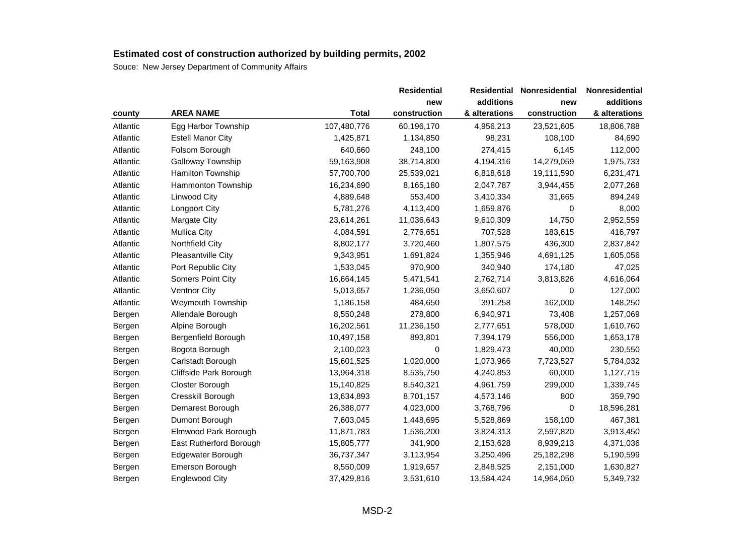## Estimated cost of construction authorized by building permits, 2002

Souce: New Jersey Department of Community Affairs

| county | AREA NAME | Total | Residential new construction | Residential additions & alterations | Nonresidential new construction | Nonresidential additions & alterations |
|---|---|---|---|---|---|---|
| Atlantic | Egg Harbor Township | 107,480,776 | 60,196,170 | 4,956,213 | 23,521,605 | 18,806,788 |
| Atlantic | Estell Manor City | 1,425,871 | 1,134,850 | 98,231 | 108,100 | 84,690 |
| Atlantic | Folsom Borough | 640,660 | 248,100 | 274,415 | 6,145 | 112,000 |
| Atlantic | Galloway Township | 59,163,908 | 38,714,800 | 4,194,316 | 14,279,059 | 1,975,733 |
| Atlantic | Hamilton Township | 57,700,700 | 25,539,021 | 6,818,618 | 19,111,590 | 6,231,471 |
| Atlantic | Hammonton Township | 16,234,690 | 8,165,180 | 2,047,787 | 3,944,455 | 2,077,268 |
| Atlantic | Linwood City | 4,889,648 | 553,400 | 3,410,334 | 31,665 | 894,249 |
| Atlantic | Longport City | 5,781,276 | 4,113,400 | 1,659,876 | 0 | 8,000 |
| Atlantic | Margate City | 23,614,261 | 11,036,643 | 9,610,309 | 14,750 | 2,952,559 |
| Atlantic | Mullica City | 4,084,591 | 2,776,651 | 707,528 | 183,615 | 416,797 |
| Atlantic | Northfield City | 8,802,177 | 3,720,460 | 1,807,575 | 436,300 | 2,837,842 |
| Atlantic | Pleasantville City | 9,343,951 | 1,691,824 | 1,355,946 | 4,691,125 | 1,605,056 |
| Atlantic | Port Republic City | 1,533,045 | 970,900 | 340,940 | 174,180 | 47,025 |
| Atlantic | Somers Point City | 16,664,145 | 5,471,541 | 2,762,714 | 3,813,826 | 4,616,064 |
| Atlantic | Ventnor City | 5,013,657 | 1,236,050 | 3,650,607 | 0 | 127,000 |
| Atlantic | Weymouth Township | 1,186,158 | 484,650 | 391,258 | 162,000 | 148,250 |
| Bergen | Allendale Borough | 8,550,248 | 278,800 | 6,940,971 | 73,408 | 1,257,069 |
| Bergen | Alpine Borough | 16,202,561 | 11,236,150 | 2,777,651 | 578,000 | 1,610,760 |
| Bergen | Bergenfield Borough | 10,497,158 | 893,801 | 7,394,179 | 556,000 | 1,653,178 |
| Bergen | Bogota Borough | 2,100,023 | 0 | 1,829,473 | 40,000 | 230,550 |
| Bergen | Carlstadt Borough | 15,601,525 | 1,020,000 | 1,073,966 | 7,723,527 | 5,784,032 |
| Bergen | Cliffside Park Borough | 13,964,318 | 8,535,750 | 4,240,853 | 60,000 | 1,127,715 |
| Bergen | Closter Borough | 15,140,825 | 8,540,321 | 4,961,759 | 299,000 | 1,339,745 |
| Bergen | Cresskill Borough | 13,634,893 | 8,701,157 | 4,573,146 | 800 | 359,790 |
| Bergen | Demarest Borough | 26,388,077 | 4,023,000 | 3,768,796 | 0 | 18,596,281 |
| Bergen | Dumont Borough | 7,603,045 | 1,448,695 | 5,528,869 | 158,100 | 467,381 |
| Bergen | Elmwood Park Borough | 11,871,783 | 1,536,200 | 3,824,313 | 2,597,820 | 3,913,450 |
| Bergen | East Rutherford Borough | 15,805,777 | 341,900 | 2,153,628 | 8,939,213 | 4,371,036 |
| Bergen | Edgewater Borough | 36,737,347 | 3,113,954 | 3,250,496 | 25,182,298 | 5,190,599 |
| Bergen | Emerson Borough | 8,550,009 | 1,919,657 | 2,848,525 | 2,151,000 | 1,630,827 |
| Bergen | Englewood City | 37,429,816 | 3,531,610 | 13,584,424 | 14,964,050 | 5,349,732 |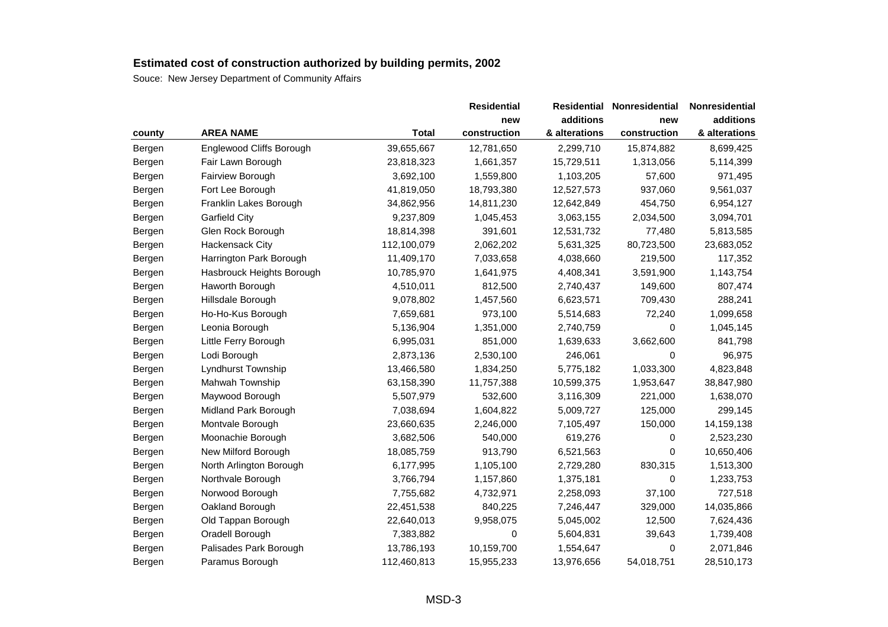## Estimated cost of construction authorized by building permits, 2002

Souce: New Jersey Department of Community Affairs

| county | AREA NAME | Total | Residential new construction | Residential additions & alterations | Nonresidential new construction | Nonresidential additions & alterations |
|---|---|---|---|---|---|---|
| Bergen | Englewood Cliffs Borough | 39,655,667 | 12,781,650 | 2,299,710 | 15,874,882 | 8,699,425 |
| Bergen | Fair Lawn Borough | 23,818,323 | 1,661,357 | 15,729,511 | 1,313,056 | 5,114,399 |
| Bergen | Fairview Borough | 3,692,100 | 1,559,800 | 1,103,205 | 57,600 | 971,495 |
| Bergen | Fort Lee Borough | 41,819,050 | 18,793,380 | 12,527,573 | 937,060 | 9,561,037 |
| Bergen | Franklin Lakes Borough | 34,862,956 | 14,811,230 | 12,642,849 | 454,750 | 6,954,127 |
| Bergen | Garfield City | 9,237,809 | 1,045,453 | 3,063,155 | 2,034,500 | 3,094,701 |
| Bergen | Glen Rock Borough | 18,814,398 | 391,601 | 12,531,732 | 77,480 | 5,813,585 |
| Bergen | Hackensack City | 112,100,079 | 2,062,202 | 5,631,325 | 80,723,500 | 23,683,052 |
| Bergen | Harrington Park Borough | 11,409,170 | 7,033,658 | 4,038,660 | 219,500 | 117,352 |
| Bergen | Hasbrouck Heights Borough | 10,785,970 | 1,641,975 | 4,408,341 | 3,591,900 | 1,143,754 |
| Bergen | Haworth Borough | 4,510,011 | 812,500 | 2,740,437 | 149,600 | 807,474 |
| Bergen | Hillsdale Borough | 9,078,802 | 1,457,560 | 6,623,571 | 709,430 | 288,241 |
| Bergen | Ho-Ho-Kus Borough | 7,659,681 | 973,100 | 5,514,683 | 72,240 | 1,099,658 |
| Bergen | Leonia Borough | 5,136,904 | 1,351,000 | 2,740,759 | 0 | 1,045,145 |
| Bergen | Little Ferry Borough | 6,995,031 | 851,000 | 1,639,633 | 3,662,600 | 841,798 |
| Bergen | Lodi Borough | 2,873,136 | 2,530,100 | 246,061 | 0 | 96,975 |
| Bergen | Lyndhurst Township | 13,466,580 | 1,834,250 | 5,775,182 | 1,033,300 | 4,823,848 |
| Bergen | Mahwah Township | 63,158,390 | 11,757,388 | 10,599,375 | 1,953,647 | 38,847,980 |
| Bergen | Maywood Borough | 5,507,979 | 532,600 | 3,116,309 | 221,000 | 1,638,070 |
| Bergen | Midland Park Borough | 7,038,694 | 1,604,822 | 5,009,727 | 125,000 | 299,145 |
| Bergen | Montvale Borough | 23,660,635 | 2,246,000 | 7,105,497 | 150,000 | 14,159,138 |
| Bergen | Moonachie Borough | 3,682,506 | 540,000 | 619,276 | 0 | 2,523,230 |
| Bergen | New Milford Borough | 18,085,759 | 913,790 | 6,521,563 | 0 | 10,650,406 |
| Bergen | North Arlington Borough | 6,177,995 | 1,105,100 | 2,729,280 | 830,315 | 1,513,300 |
| Bergen | Northvale Borough | 3,766,794 | 1,157,860 | 1,375,181 | 0 | 1,233,753 |
| Bergen | Norwood Borough | 7,755,682 | 4,732,971 | 2,258,093 | 37,100 | 727,518 |
| Bergen | Oakland Borough | 22,451,538 | 840,225 | 7,246,447 | 329,000 | 14,035,866 |
| Bergen | Old Tappan Borough | 22,640,013 | 9,958,075 | 5,045,002 | 12,500 | 7,624,436 |
| Bergen | Oradell Borough | 7,383,882 | 0 | 5,604,831 | 39,643 | 1,739,408 |
| Bergen | Palisades Park Borough | 13,786,193 | 10,159,700 | 1,554,647 | 0 | 2,071,846 |
| Bergen | Paramus Borough | 112,460,813 | 15,955,233 | 13,976,656 | 54,018,751 | 28,510,173 |

MSD-3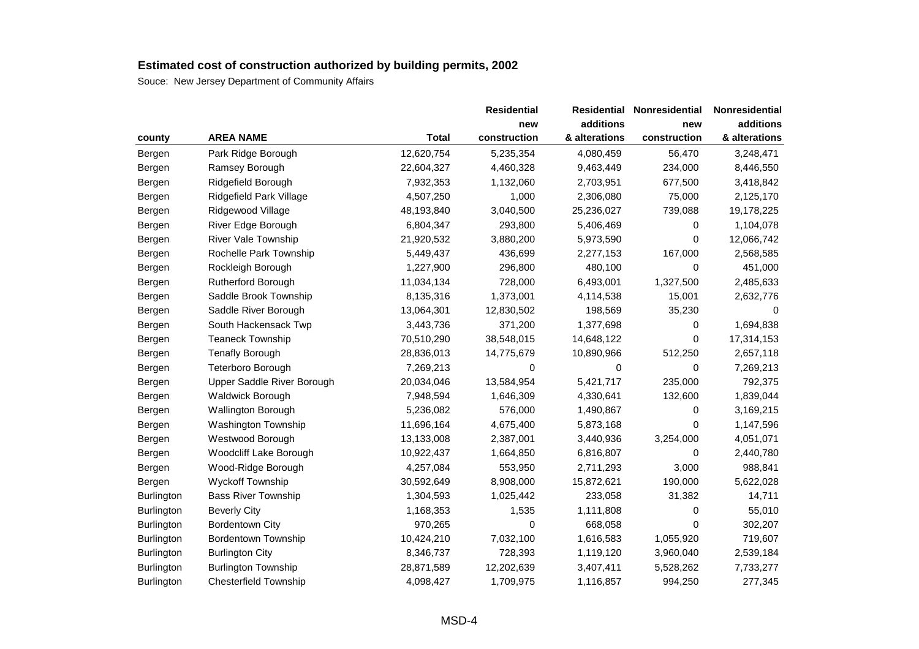## Estimated cost of construction authorized by building permits, 2002

Souce: New Jersey Department of Community Affairs

| county | AREA NAME | Total | Residential new construction | Residential additions & alterations | Nonresidential new construction | Nonresidential additions & alterations |
|---|---|---|---|---|---|---|
| Bergen | Park Ridge Borough | 12,620,754 | 5,235,354 | 4,080,459 | 56,470 | 3,248,471 |
| Bergen | Ramsey Borough | 22,604,327 | 4,460,328 | 9,463,449 | 234,000 | 8,446,550 |
| Bergen | Ridgefield Borough | 7,932,353 | 1,132,060 | 2,703,951 | 677,500 | 3,418,842 |
| Bergen | Ridgefield Park Village | 4,507,250 | 1,000 | 2,306,080 | 75,000 | 2,125,170 |
| Bergen | Ridgewood Village | 48,193,840 | 3,040,500 | 25,236,027 | 739,088 | 19,178,225 |
| Bergen | River Edge Borough | 6,804,347 | 293,800 | 5,406,469 | 0 | 1,104,078 |
| Bergen | River Vale Township | 21,920,532 | 3,880,200 | 5,973,590 | 0 | 12,066,742 |
| Bergen | Rochelle Park Township | 5,449,437 | 436,699 | 2,277,153 | 167,000 | 2,568,585 |
| Bergen | Rockleigh Borough | 1,227,900 | 296,800 | 480,100 | 0 | 451,000 |
| Bergen | Rutherford Borough | 11,034,134 | 728,000 | 6,493,001 | 1,327,500 | 2,485,633 |
| Bergen | Saddle Brook Township | 8,135,316 | 1,373,001 | 4,114,538 | 15,001 | 2,632,776 |
| Bergen | Saddle River Borough | 13,064,301 | 12,830,502 | 198,569 | 35,230 | 0 |
| Bergen | South Hackensack Twp | 3,443,736 | 371,200 | 1,377,698 | 0 | 1,694,838 |
| Bergen | Teaneck Township | 70,510,290 | 38,548,015 | 14,648,122 | 0 | 17,314,153 |
| Bergen | Tenafly Borough | 28,836,013 | 14,775,679 | 10,890,966 | 512,250 | 2,657,118 |
| Bergen | Teterboro Borough | 7,269,213 | 0 | 0 | 0 | 7,269,213 |
| Bergen | Upper Saddle River Borough | 20,034,046 | 13,584,954 | 5,421,717 | 235,000 | 792,375 |
| Bergen | Waldwick Borough | 7,948,594 | 1,646,309 | 4,330,641 | 132,600 | 1,839,044 |
| Bergen | Wallington Borough | 5,236,082 | 576,000 | 1,490,867 | 0 | 3,169,215 |
| Bergen | Washington Township | 11,696,164 | 4,675,400 | 5,873,168 | 0 | 1,147,596 |
| Bergen | Westwood Borough | 13,133,008 | 2,387,001 | 3,440,936 | 3,254,000 | 4,051,071 |
| Bergen | Woodcliff Lake Borough | 10,922,437 | 1,664,850 | 6,816,807 | 0 | 2,440,780 |
| Bergen | Wood-Ridge Borough | 4,257,084 | 553,950 | 2,711,293 | 3,000 | 988,841 |
| Bergen | Wyckoff Township | 30,592,649 | 8,908,000 | 15,872,621 | 190,000 | 5,622,028 |
| Burlington | Bass River Township | 1,304,593 | 1,025,442 | 233,058 | 31,382 | 14,711 |
| Burlington | Beverly City | 1,168,353 | 1,535 | 1,111,808 | 0 | 55,010 |
| Burlington | Bordentown City | 970,265 | 0 | 668,058 | 0 | 302,207 |
| Burlington | Bordentown Township | 10,424,210 | 7,032,100 | 1,616,583 | 1,055,920 | 719,607 |
| Burlington | Burlington City | 8,346,737 | 728,393 | 1,119,120 | 3,960,040 | 2,539,184 |
| Burlington | Burlington Township | 28,871,589 | 12,202,639 | 3,407,411 | 5,528,262 | 7,733,277 |
| Burlington | Chesterfield Township | 4,098,427 | 1,709,975 | 1,116,857 | 994,250 | 277,345 |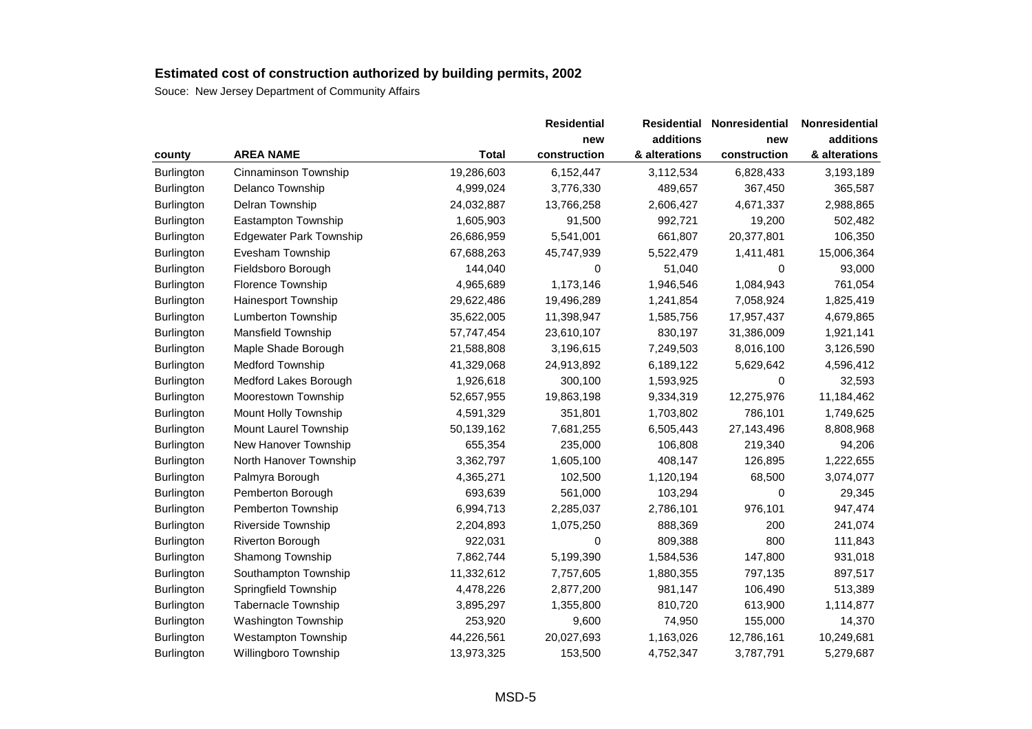## Estimated cost of construction authorized by building permits, 2002

Souce: New Jersey Department of Community Affairs

| county | AREA NAME | Total | Residential new construction | Residential additions & alterations | Nonresidential new construction | Nonresidential additions & alterations |
|---|---|---|---|---|---|---|
| Burlington | Cinnaminson Township | 19,286,603 | 6,152,447 | 3,112,534 | 6,828,433 | 3,193,189 |
| Burlington | Delanco Township | 4,999,024 | 3,776,330 | 489,657 | 367,450 | 365,587 |
| Burlington | Delran Township | 24,032,887 | 13,766,258 | 2,606,427 | 4,671,337 | 2,988,865 |
| Burlington | Eastampton Township | 1,605,903 | 91,500 | 992,721 | 19,200 | 502,482 |
| Burlington | Edgewater Park Township | 26,686,959 | 5,541,001 | 661,807 | 20,377,801 | 106,350 |
| Burlington | Evesham Township | 67,688,263 | 45,747,939 | 5,522,479 | 1,411,481 | 15,006,364 |
| Burlington | Fieldsboro Borough | 144,040 | 0 | 51,040 | 0 | 93,000 |
| Burlington | Florence Township | 4,965,689 | 1,173,146 | 1,946,546 | 1,084,943 | 761,054 |
| Burlington | Hainesport Township | 29,622,486 | 19,496,289 | 1,241,854 | 7,058,924 | 1,825,419 |
| Burlington | Lumberton Township | 35,622,005 | 11,398,947 | 1,585,756 | 17,957,437 | 4,679,865 |
| Burlington | Mansfield Township | 57,747,454 | 23,610,107 | 830,197 | 31,386,009 | 1,921,141 |
| Burlington | Maple Shade Borough | 21,588,808 | 3,196,615 | 7,249,503 | 8,016,100 | 3,126,590 |
| Burlington | Medford Township | 41,329,068 | 24,913,892 | 6,189,122 | 5,629,642 | 4,596,412 |
| Burlington | Medford Lakes Borough | 1,926,618 | 300,100 | 1,593,925 | 0 | 32,593 |
| Burlington | Moorestown Township | 52,657,955 | 19,863,198 | 9,334,319 | 12,275,976 | 11,184,462 |
| Burlington | Mount Holly Township | 4,591,329 | 351,801 | 1,703,802 | 786,101 | 1,749,625 |
| Burlington | Mount Laurel Township | 50,139,162 | 7,681,255 | 6,505,443 | 27,143,496 | 8,808,968 |
| Burlington | New Hanover Township | 655,354 | 235,000 | 106,808 | 219,340 | 94,206 |
| Burlington | North Hanover Township | 3,362,797 | 1,605,100 | 408,147 | 126,895 | 1,222,655 |
| Burlington | Palmyra Borough | 4,365,271 | 102,500 | 1,120,194 | 68,500 | 3,074,077 |
| Burlington | Pemberton Borough | 693,639 | 561,000 | 103,294 | 0 | 29,345 |
| Burlington | Pemberton Township | 6,994,713 | 2,285,037 | 2,786,101 | 976,101 | 947,474 |
| Burlington | Riverside Township | 2,204,893 | 1,075,250 | 888,369 | 200 | 241,074 |
| Burlington | Riverton Borough | 922,031 | 0 | 809,388 | 800 | 111,843 |
| Burlington | Shamong Township | 7,862,744 | 5,199,390 | 1,584,536 | 147,800 | 931,018 |
| Burlington | Southampton Township | 11,332,612 | 7,757,605 | 1,880,355 | 797,135 | 897,517 |
| Burlington | Springfield Township | 4,478,226 | 2,877,200 | 981,147 | 106,490 | 513,389 |
| Burlington | Tabernacle Township | 3,895,297 | 1,355,800 | 810,720 | 613,900 | 1,114,877 |
| Burlington | Washington Township | 253,920 | 9,600 | 74,950 | 155,000 | 14,370 |
| Burlington | Westampton Township | 44,226,561 | 20,027,693 | 1,163,026 | 12,786,161 | 10,249,681 |
| Burlington | Willingboro Township | 13,973,325 | 153,500 | 4,752,347 | 3,787,791 | 5,279,687 |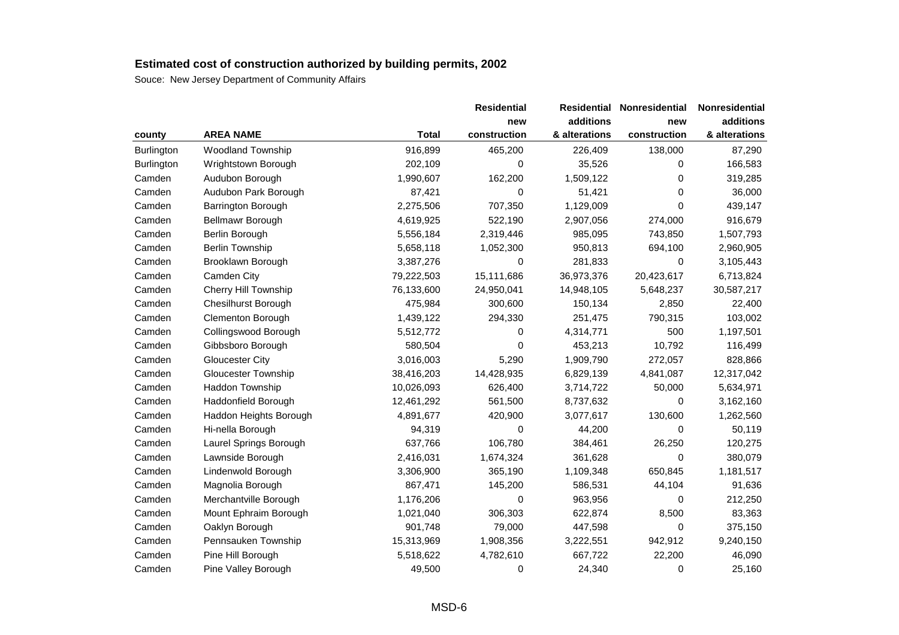## Estimated cost of construction authorized by building permits, 2002

Souce: New Jersey Department of Community Affairs

| county | AREA NAME | Total | Residential new construction | Residential additions & alterations | Nonresidential new construction | Nonresidential additions & alterations |
|---|---|---|---|---|---|---|
| Burlington | Woodland Township | 916,899 | 465,200 | 226,409 | 138,000 | 87,290 |
| Burlington | Wrightstown Borough | 202,109 | 0 | 35,526 | 0 | 166,583 |
| Camden | Audubon Borough | 1,990,607 | 162,200 | 1,509,122 | 0 | 319,285 |
| Camden | Audubon Park Borough | 87,421 | 0 | 51,421 | 0 | 36,000 |
| Camden | Barrington Borough | 2,275,506 | 707,350 | 1,129,009 | 0 | 439,147 |
| Camden | Bellmawr Borough | 4,619,925 | 522,190 | 2,907,056 | 274,000 | 916,679 |
| Camden | Berlin Borough | 5,556,184 | 2,319,446 | 985,095 | 743,850 | 1,507,793 |
| Camden | Berlin Township | 5,658,118 | 1,052,300 | 950,813 | 694,100 | 2,960,905 |
| Camden | Brooklawn Borough | 3,387,276 | 0 | 281,833 | 0 | 3,105,443 |
| Camden | Camden City | 79,222,503 | 15,111,686 | 36,973,376 | 20,423,617 | 6,713,824 |
| Camden | Cherry Hill Township | 76,133,600 | 24,950,041 | 14,948,105 | 5,648,237 | 30,587,217 |
| Camden | Chesilhurst Borough | 475,984 | 300,600 | 150,134 | 2,850 | 22,400 |
| Camden | Clementon Borough | 1,439,122 | 294,330 | 251,475 | 790,315 | 103,002 |
| Camden | Collingswood Borough | 5,512,772 | 0 | 4,314,771 | 500 | 1,197,501 |
| Camden | Gibbsboro Borough | 580,504 | 0 | 453,213 | 10,792 | 116,499 |
| Camden | Gloucester City | 3,016,003 | 5,290 | 1,909,790 | 272,057 | 828,866 |
| Camden | Gloucester Township | 38,416,203 | 14,428,935 | 6,829,139 | 4,841,087 | 12,317,042 |
| Camden | Haddon Township | 10,026,093 | 626,400 | 3,714,722 | 50,000 | 5,634,971 |
| Camden | Haddonfield Borough | 12,461,292 | 561,500 | 8,737,632 | 0 | 3,162,160 |
| Camden | Haddon Heights Borough | 4,891,677 | 420,900 | 3,077,617 | 130,600 | 1,262,560 |
| Camden | Hi-nella Borough | 94,319 | 0 | 44,200 | 0 | 50,119 |
| Camden | Laurel Springs Borough | 637,766 | 106,780 | 384,461 | 26,250 | 120,275 |
| Camden | Lawnside Borough | 2,416,031 | 1,674,324 | 361,628 | 0 | 380,079 |
| Camden | Lindenwold Borough | 3,306,900 | 365,190 | 1,109,348 | 650,845 | 1,181,517 |
| Camden | Magnolia Borough | 867,471 | 145,200 | 586,531 | 44,104 | 91,636 |
| Camden | Merchantville Borough | 1,176,206 | 0 | 963,956 | 0 | 212,250 |
| Camden | Mount Ephraim Borough | 1,021,040 | 306,303 | 622,874 | 8,500 | 83,363 |
| Camden | Oaklyn Borough | 901,748 | 79,000 | 447,598 | 0 | 375,150 |
| Camden | Pennsauken Township | 15,313,969 | 1,908,356 | 3,222,551 | 942,912 | 9,240,150 |
| Camden | Pine Hill Borough | 5,518,622 | 4,782,610 | 667,722 | 22,200 | 46,090 |
| Camden | Pine Valley Borough | 49,500 | 0 | 24,340 | 0 | 25,160 |

MSD-6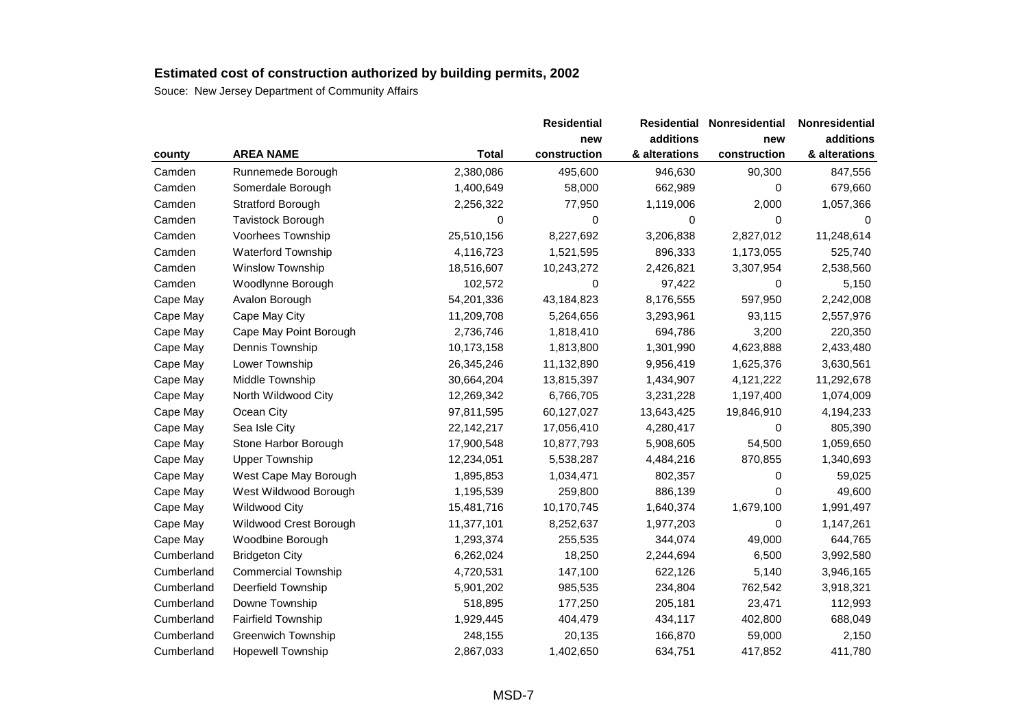## Estimated cost of construction authorized by building permits, 2002

Souce: New Jersey Department of Community Affairs

| county | AREA NAME | Total | Residential new construction | Residential additions & alterations | Nonresidential new construction | Nonresidential additions & alterations |
|---|---|---|---|---|---|---|
| Camden | Runnemede Borough | 2,380,086 | 495,600 | 946,630 | 90,300 | 847,556 |
| Camden | Somerdale Borough | 1,400,649 | 58,000 | 662,989 | 0 | 679,660 |
| Camden | Stratford Borough | 2,256,322 | 77,950 | 1,119,006 | 2,000 | 1,057,366 |
| Camden | Tavistock Borough | 0 | 0 | 0 | 0 | 0 |
| Camden | Voorhees Township | 25,510,156 | 8,227,692 | 3,206,838 | 2,827,012 | 11,248,614 |
| Camden | Waterford Township | 4,116,723 | 1,521,595 | 896,333 | 1,173,055 | 525,740 |
| Camden | Winslow Township | 18,516,607 | 10,243,272 | 2,426,821 | 3,307,954 | 2,538,560 |
| Camden | Woodlynne Borough | 102,572 | 0 | 97,422 | 0 | 5,150 |
| Cape May | Avalon Borough | 54,201,336 | 43,184,823 | 8,176,555 | 597,950 | 2,242,008 |
| Cape May | Cape May City | 11,209,708 | 5,264,656 | 3,293,961 | 93,115 | 2,557,976 |
| Cape May | Cape May Point Borough | 2,736,746 | 1,818,410 | 694,786 | 3,200 | 220,350 |
| Cape May | Dennis Township | 10,173,158 | 1,813,800 | 1,301,990 | 4,623,888 | 2,433,480 |
| Cape May | Lower Township | 26,345,246 | 11,132,890 | 9,956,419 | 1,625,376 | 3,630,561 |
| Cape May | Middle Township | 30,664,204 | 13,815,397 | 1,434,907 | 4,121,222 | 11,292,678 |
| Cape May | North Wildwood City | 12,269,342 | 6,766,705 | 3,231,228 | 1,197,400 | 1,074,009 |
| Cape May | Ocean City | 97,811,595 | 60,127,027 | 13,643,425 | 19,846,910 | 4,194,233 |
| Cape May | Sea Isle City | 22,142,217 | 17,056,410 | 4,280,417 | 0 | 805,390 |
| Cape May | Stone Harbor Borough | 17,900,548 | 10,877,793 | 5,908,605 | 54,500 | 1,059,650 |
| Cape May | Upper Township | 12,234,051 | 5,538,287 | 4,484,216 | 870,855 | 1,340,693 |
| Cape May | West Cape May Borough | 1,895,853 | 1,034,471 | 802,357 | 0 | 59,025 |
| Cape May | West Wildwood Borough | 1,195,539 | 259,800 | 886,139 | 0 | 49,600 |
| Cape May | Wildwood City | 15,481,716 | 10,170,745 | 1,640,374 | 1,679,100 | 1,991,497 |
| Cape May | Wildwood Crest Borough | 11,377,101 | 8,252,637 | 1,977,203 | 0 | 1,147,261 |
| Cape May | Woodbine Borough | 1,293,374 | 255,535 | 344,074 | 49,000 | 644,765 |
| Cumberland | Bridgeton City | 6,262,024 | 18,250 | 2,244,694 | 6,500 | 3,992,580 |
| Cumberland | Commercial Township | 4,720,531 | 147,100 | 622,126 | 5,140 | 3,946,165 |
| Cumberland | Deerfield Township | 5,901,202 | 985,535 | 234,804 | 762,542 | 3,918,321 |
| Cumberland | Downe Township | 518,895 | 177,250 | 205,181 | 23,471 | 112,993 |
| Cumberland | Fairfield Township | 1,929,445 | 404,479 | 434,117 | 402,800 | 688,049 |
| Cumberland | Greenwich Township | 248,155 | 20,135 | 166,870 | 59,000 | 2,150 |
| Cumberland | Hopewell Township | 2,867,033 | 1,402,650 | 634,751 | 417,852 | 411,780 |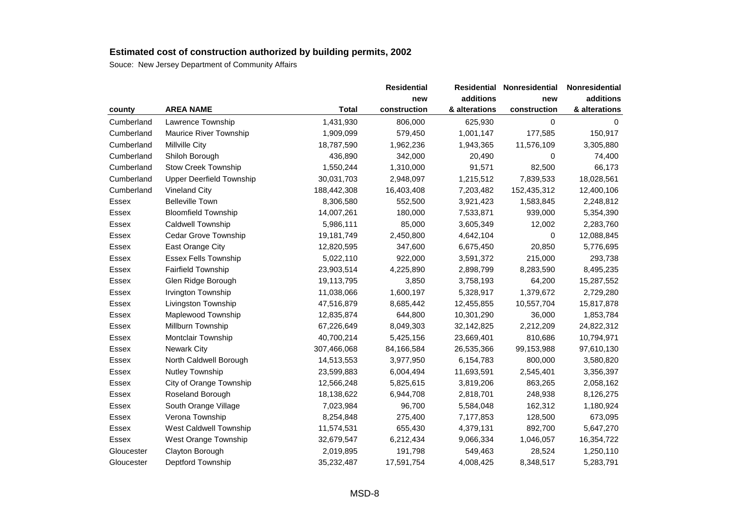## Estimated cost of construction authorized by building permits, 2002

Souce: New Jersey Department of Community Affairs

| county | AREA NAME | Total | Residential new construction | Residential additions & alterations | Nonresidential new construction | Nonresidential additions & alterations |
|---|---|---|---|---|---|---|
| Cumberland | Lawrence Township | 1,431,930 | 806,000 | 625,930 | 0 | 0 |
| Cumberland | Maurice River Township | 1,909,099 | 579,450 | 1,001,147 | 177,585 | 150,917 |
| Cumberland | Millville City | 18,787,590 | 1,962,236 | 1,943,365 | 11,576,109 | 3,305,880 |
| Cumberland | Shiloh Borough | 436,890 | 342,000 | 20,490 | 0 | 74,400 |
| Cumberland | Stow Creek Township | 1,550,244 | 1,310,000 | 91,571 | 82,500 | 66,173 |
| Cumberland | Upper Deerfield Township | 30,031,703 | 2,948,097 | 1,215,512 | 7,839,533 | 18,028,561 |
| Cumberland | Vineland City | 188,442,308 | 16,403,408 | 7,203,482 | 152,435,312 | 12,400,106 |
| Essex | Belleville Town | 8,306,580 | 552,500 | 3,921,423 | 1,583,845 | 2,248,812 |
| Essex | Bloomfield Township | 14,007,261 | 180,000 | 7,533,871 | 939,000 | 5,354,390 |
| Essex | Caldwell Township | 5,986,111 | 85,000 | 3,605,349 | 12,002 | 2,283,760 |
| Essex | Cedar Grove Township | 19,181,749 | 2,450,800 | 4,642,104 | 0 | 12,088,845 |
| Essex | East Orange City | 12,820,595 | 347,600 | 6,675,450 | 20,850 | 5,776,695 |
| Essex | Essex Fells Township | 5,022,110 | 922,000 | 3,591,372 | 215,000 | 293,738 |
| Essex | Fairfield Township | 23,903,514 | 4,225,890 | 2,898,799 | 8,283,590 | 8,495,235 |
| Essex | Glen Ridge Borough | 19,113,795 | 3,850 | 3,758,193 | 64,200 | 15,287,552 |
| Essex | Irvington Township | 11,038,066 | 1,600,197 | 5,328,917 | 1,379,672 | 2,729,280 |
| Essex | Livingston Township | 47,516,879 | 8,685,442 | 12,455,855 | 10,557,704 | 15,817,878 |
| Essex | Maplewood Township | 12,835,874 | 644,800 | 10,301,290 | 36,000 | 1,853,784 |
| Essex | Millburn Township | 67,226,649 | 8,049,303 | 32,142,825 | 2,212,209 | 24,822,312 |
| Essex | Montclair Township | 40,700,214 | 5,425,156 | 23,669,401 | 810,686 | 10,794,971 |
| Essex | Newark City | 307,466,068 | 84,166,584 | 26,535,366 | 99,153,988 | 97,610,130 |
| Essex | North Caldwell Borough | 14,513,553 | 3,977,950 | 6,154,783 | 800,000 | 3,580,820 |
| Essex | Nutley Township | 23,599,883 | 6,004,494 | 11,693,591 | 2,545,401 | 3,356,397 |
| Essex | City of Orange Township | 12,566,248 | 5,825,615 | 3,819,206 | 863,265 | 2,058,162 |
| Essex | Roseland Borough | 18,138,622 | 6,944,708 | 2,818,701 | 248,938 | 8,126,275 |
| Essex | South Orange Village | 7,023,984 | 96,700 | 5,584,048 | 162,312 | 1,180,924 |
| Essex | Verona Township | 8,254,848 | 275,400 | 7,177,853 | 128,500 | 673,095 |
| Essex | West Caldwell Township | 11,574,531 | 655,430 | 4,379,131 | 892,700 | 5,647,270 |
| Essex | West Orange Township | 32,679,547 | 6,212,434 | 9,066,334 | 1,046,057 | 16,354,722 |
| Gloucester | Clayton Borough | 2,019,895 | 191,798 | 549,463 | 28,524 | 1,250,110 |
| Gloucester | Deptford Township | 35,232,487 | 17,591,754 | 4,008,425 | 8,348,517 | 5,283,791 |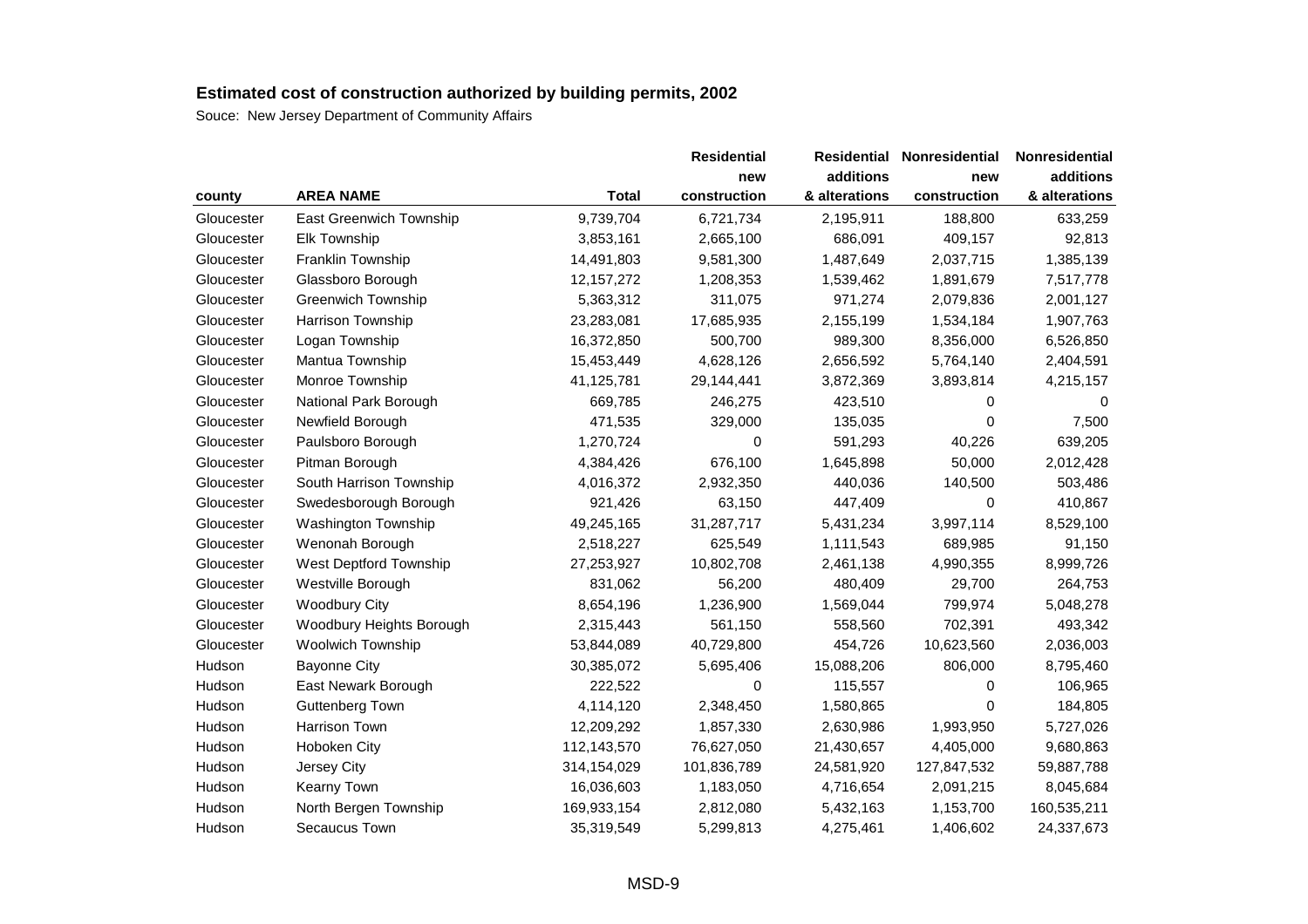## Estimated cost of construction authorized by building permits, 2002

Souce: New Jersey Department of Community Affairs

| county | AREA NAME | Total | Residential new construction | Residential additions & alterations | Nonresidential new construction | Nonresidential additions & alterations |
|---|---|---|---|---|---|---|
| Gloucester | East Greenwich Township | 9,739,704 | 6,721,734 | 2,195,911 | 188,800 | 633,259 |
| Gloucester | Elk Township | 3,853,161 | 2,665,100 | 686,091 | 409,157 | 92,813 |
| Gloucester | Franklin Township | 14,491,803 | 9,581,300 | 1,487,649 | 2,037,715 | 1,385,139 |
| Gloucester | Glassboro Borough | 12,157,272 | 1,208,353 | 1,539,462 | 1,891,679 | 7,517,778 |
| Gloucester | Greenwich Township | 5,363,312 | 311,075 | 971,274 | 2,079,836 | 2,001,127 |
| Gloucester | Harrison Township | 23,283,081 | 17,685,935 | 2,155,199 | 1,534,184 | 1,907,763 |
| Gloucester | Logan Township | 16,372,850 | 500,700 | 989,300 | 8,356,000 | 6,526,850 |
| Gloucester | Mantua Township | 15,453,449 | 4,628,126 | 2,656,592 | 5,764,140 | 2,404,591 |
| Gloucester | Monroe Township | 41,125,781 | 29,144,441 | 3,872,369 | 3,893,814 | 4,215,157 |
| Gloucester | National Park Borough | 669,785 | 246,275 | 423,510 | 0 | 0 |
| Gloucester | Newfield Borough | 471,535 | 329,000 | 135,035 | 0 | 7,500 |
| Gloucester | Paulsboro Borough | 1,270,724 | 0 | 591,293 | 40,226 | 639,205 |
| Gloucester | Pitman Borough | 4,384,426 | 676,100 | 1,645,898 | 50,000 | 2,012,428 |
| Gloucester | South Harrison Township | 4,016,372 | 2,932,350 | 440,036 | 140,500 | 503,486 |
| Gloucester | Swedesborough Borough | 921,426 | 63,150 | 447,409 | 0 | 410,867 |
| Gloucester | Washington Township | 49,245,165 | 31,287,717 | 5,431,234 | 3,997,114 | 8,529,100 |
| Gloucester | Wenonah Borough | 2,518,227 | 625,549 | 1,111,543 | 689,985 | 91,150 |
| Gloucester | West Deptford Township | 27,253,927 | 10,802,708 | 2,461,138 | 4,990,355 | 8,999,726 |
| Gloucester | Westville Borough | 831,062 | 56,200 | 480,409 | 29,700 | 264,753 |
| Gloucester | Woodbury City | 8,654,196 | 1,236,900 | 1,569,044 | 799,974 | 5,048,278 |
| Gloucester | Woodbury Heights Borough | 2,315,443 | 561,150 | 558,560 | 702,391 | 493,342 |
| Gloucester | Woolwich Township | 53,844,089 | 40,729,800 | 454,726 | 10,623,560 | 2,036,003 |
| Hudson | Bayonne City | 30,385,072 | 5,695,406 | 15,088,206 | 806,000 | 8,795,460 |
| Hudson | East Newark Borough | 222,522 | 0 | 115,557 | 0 | 106,965 |
| Hudson | Guttenberg Town | 4,114,120 | 2,348,450 | 1,580,865 | 0 | 184,805 |
| Hudson | Harrison Town | 12,209,292 | 1,857,330 | 2,630,986 | 1,993,950 | 5,727,026 |
| Hudson | Hoboken City | 112,143,570 | 76,627,050 | 21,430,657 | 4,405,000 | 9,680,863 |
| Hudson | Jersey City | 314,154,029 | 101,836,789 | 24,581,920 | 127,847,532 | 59,887,788 |
| Hudson | Kearny Town | 16,036,603 | 1,183,050 | 4,716,654 | 2,091,215 | 8,045,684 |
| Hudson | North Bergen Township | 169,933,154 | 2,812,080 | 5,432,163 | 1,153,700 | 160,535,211 |
| Hudson | Secaucus Town | 35,319,549 | 5,299,813 | 4,275,461 | 1,406,602 | 24,337,673 |

MSD-9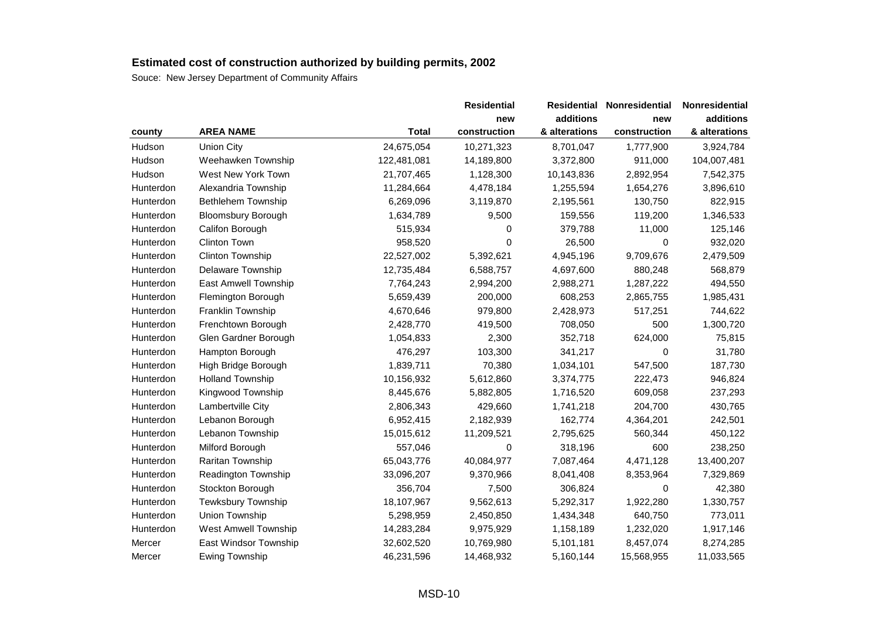## Estimated cost of construction authorized by building permits, 2002

Souce: New Jersey Department of Community Affairs

| county | AREA NAME | Total | Residential new construction | Residential additions & alterations | Nonresidential new construction | Nonresidential additions & alterations |
|---|---|---|---|---|---|---|
| Hudson | Union City | 24,675,054 | 10,271,323 | 8,701,047 | 1,777,900 | 3,924,784 |
| Hudson | Weehawken Township | 122,481,081 | 14,189,800 | 3,372,800 | 911,000 | 104,007,481 |
| Hudson | West New York Town | 21,707,465 | 1,128,300 | 10,143,836 | 2,892,954 | 7,542,375 |
| Hunterdon | Alexandria Township | 11,284,664 | 4,478,184 | 1,255,594 | 1,654,276 | 3,896,610 |
| Hunterdon | Bethlehem Township | 6,269,096 | 3,119,870 | 2,195,561 | 130,750 | 822,915 |
| Hunterdon | Bloomsbury Borough | 1,634,789 | 9,500 | 159,556 | 119,200 | 1,346,533 |
| Hunterdon | Califon Borough | 515,934 | 0 | 379,788 | 11,000 | 125,146 |
| Hunterdon | Clinton Town | 958,520 | 0 | 26,500 | 0 | 932,020 |
| Hunterdon | Clinton Township | 22,527,002 | 5,392,621 | 4,945,196 | 9,709,676 | 2,479,509 |
| Hunterdon | Delaware Township | 12,735,484 | 6,588,757 | 4,697,600 | 880,248 | 568,879 |
| Hunterdon | East Amwell Township | 7,764,243 | 2,994,200 | 2,988,271 | 1,287,222 | 494,550 |
| Hunterdon | Flemington Borough | 5,659,439 | 200,000 | 608,253 | 2,865,755 | 1,985,431 |
| Hunterdon | Franklin Township | 4,670,646 | 979,800 | 2,428,973 | 517,251 | 744,622 |
| Hunterdon | Frenchtown Borough | 2,428,770 | 419,500 | 708,050 | 500 | 1,300,720 |
| Hunterdon | Glen Gardner Borough | 1,054,833 | 2,300 | 352,718 | 624,000 | 75,815 |
| Hunterdon | Hampton Borough | 476,297 | 103,300 | 341,217 | 0 | 31,780 |
| Hunterdon | High Bridge Borough | 1,839,711 | 70,380 | 1,034,101 | 547,500 | 187,730 |
| Hunterdon | Holland Township | 10,156,932 | 5,612,860 | 3,374,775 | 222,473 | 946,824 |
| Hunterdon | Kingwood Township | 8,445,676 | 5,882,805 | 1,716,520 | 609,058 | 237,293 |
| Hunterdon | Lambertville City | 2,806,343 | 429,660 | 1,741,218 | 204,700 | 430,765 |
| Hunterdon | Lebanon Borough | 6,952,415 | 2,182,939 | 162,774 | 4,364,201 | 242,501 |
| Hunterdon | Lebanon Township | 15,015,612 | 11,209,521 | 2,795,625 | 560,344 | 450,122 |
| Hunterdon | Milford Borough | 557,046 | 0 | 318,196 | 600 | 238,250 |
| Hunterdon | Raritan Township | 65,043,776 | 40,084,977 | 7,087,464 | 4,471,128 | 13,400,207 |
| Hunterdon | Readington Township | 33,096,207 | 9,370,966 | 8,041,408 | 8,353,964 | 7,329,869 |
| Hunterdon | Stockton Borough | 356,704 | 7,500 | 306,824 | 0 | 42,380 |
| Hunterdon | Tewksbury Township | 18,107,967 | 9,562,613 | 5,292,317 | 1,922,280 | 1,330,757 |
| Hunterdon | Union Township | 5,298,959 | 2,450,850 | 1,434,348 | 640,750 | 773,011 |
| Hunterdon | West Amwell Township | 14,283,284 | 9,975,929 | 1,158,189 | 1,232,020 | 1,917,146 |
| Mercer | East Windsor Township | 32,602,520 | 10,769,980 | 5,101,181 | 8,457,074 | 8,274,285 |
| Mercer | Ewing Township | 46,231,596 | 14,468,932 | 5,160,144 | 15,568,955 | 11,033,565 |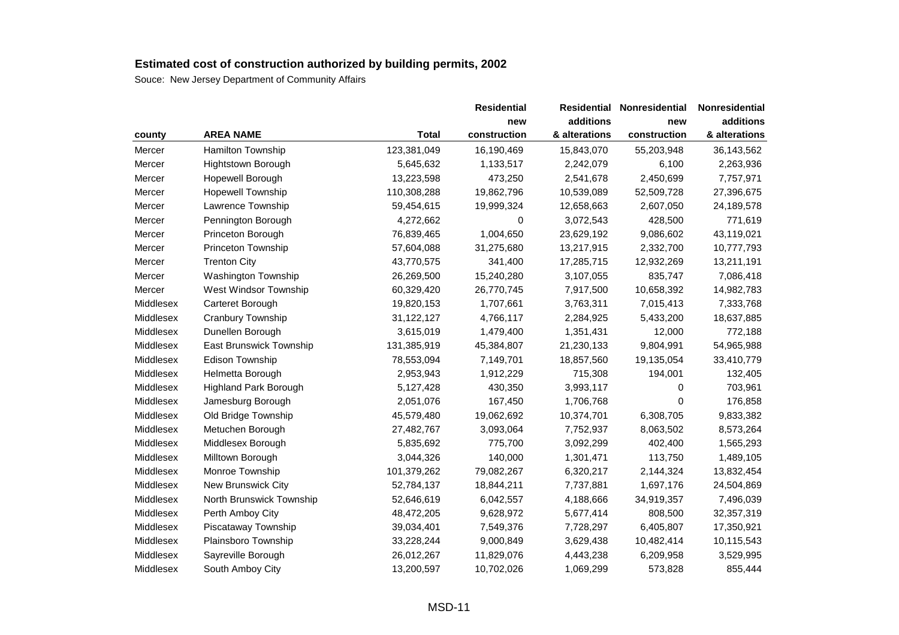**Estimated cost of construction authorized by building permits, 2002**

Souce: New Jersey Department of Community Affairs

| county | AREA NAME | Total | Residential new construction | Residential additions & alterations | Nonresidential new construction | Nonresidential additions & alterations |
|---|---|---|---|---|---|---|
| Mercer | Hamilton Township | 123,381,049 | 16,190,469 | 15,843,070 | 55,203,948 | 36,143,562 |
| Mercer | Hightstown Borough | 5,645,632 | 1,133,517 | 2,242,079 | 6,100 | 2,263,936 |
| Mercer | Hopewell Borough | 13,223,598 | 473,250 | 2,541,678 | 2,450,699 | 7,757,971 |
| Mercer | Hopewell Township | 110,308,288 | 19,862,796 | 10,539,089 | 52,509,728 | 27,396,675 |
| Mercer | Lawrence Township | 59,454,615 | 19,999,324 | 12,658,663 | 2,607,050 | 24,189,578 |
| Mercer | Pennington Borough | 4,272,662 | 0 | 3,072,543 | 428,500 | 771,619 |
| Mercer | Princeton Borough | 76,839,465 | 1,004,650 | 23,629,192 | 9,086,602 | 43,119,021 |
| Mercer | Princeton Township | 57,604,088 | 31,275,680 | 13,217,915 | 2,332,700 | 10,777,793 |
| Mercer | Trenton City | 43,770,575 | 341,400 | 17,285,715 | 12,932,269 | 13,211,191 |
| Mercer | Washington Township | 26,269,500 | 15,240,280 | 3,107,055 | 835,747 | 7,086,418 |
| Mercer | West Windsor Township | 60,329,420 | 26,770,745 | 7,917,500 | 10,658,392 | 14,982,783 |
| Middlesex | Carteret Borough | 19,820,153 | 1,707,661 | 3,763,311 | 7,015,413 | 7,333,768 |
| Middlesex | Cranbury Township | 31,122,127 | 4,766,117 | 2,284,925 | 5,433,200 | 18,637,885 |
| Middlesex | Dunellen Borough | 3,615,019 | 1,479,400 | 1,351,431 | 12,000 | 772,188 |
| Middlesex | East Brunswick Township | 131,385,919 | 45,384,807 | 21,230,133 | 9,804,991 | 54,965,988 |
| Middlesex | Edison Township | 78,553,094 | 7,149,701 | 18,857,560 | 19,135,054 | 33,410,779 |
| Middlesex | Helmetta Borough | 2,953,943 | 1,912,229 | 715,308 | 194,001 | 132,405 |
| Middlesex | Highland Park Borough | 5,127,428 | 430,350 | 3,993,117 | 0 | 703,961 |
| Middlesex | Jamesburg Borough | 2,051,076 | 167,450 | 1,706,768 | 0 | 176,858 |
| Middlesex | Old Bridge Township | 45,579,480 | 19,062,692 | 10,374,701 | 6,308,705 | 9,833,382 |
| Middlesex | Metuchen Borough | 27,482,767 | 3,093,064 | 7,752,937 | 8,063,502 | 8,573,264 |
| Middlesex | Middlesex Borough | 5,835,692 | 775,700 | 3,092,299 | 402,400 | 1,565,293 |
| Middlesex | Milltown Borough | 3,044,326 | 140,000 | 1,301,471 | 113,750 | 1,489,105 |
| Middlesex | Monroe Township | 101,379,262 | 79,082,267 | 6,320,217 | 2,144,324 | 13,832,454 |
| Middlesex | New Brunswick City | 52,784,137 | 18,844,211 | 7,737,881 | 1,697,176 | 24,504,869 |
| Middlesex | North Brunswick Township | 52,646,619 | 6,042,557 | 4,188,666 | 34,919,357 | 7,496,039 |
| Middlesex | Perth Amboy City | 48,472,205 | 9,628,972 | 5,677,414 | 808,500 | 32,357,319 |
| Middlesex | Piscataway Township | 39,034,401 | 7,549,376 | 7,728,297 | 6,405,807 | 17,350,921 |
| Middlesex | Plainsboro Township | 33,228,244 | 9,000,849 | 3,629,438 | 10,482,414 | 10,115,543 |
| Middlesex | Sayreville Borough | 26,012,267 | 11,829,076 | 4,443,238 | 6,209,958 | 3,529,995 |
| Middlesex | South Amboy City | 13,200,597 | 10,702,026 | 1,069,299 | 573,828 | 855,444 |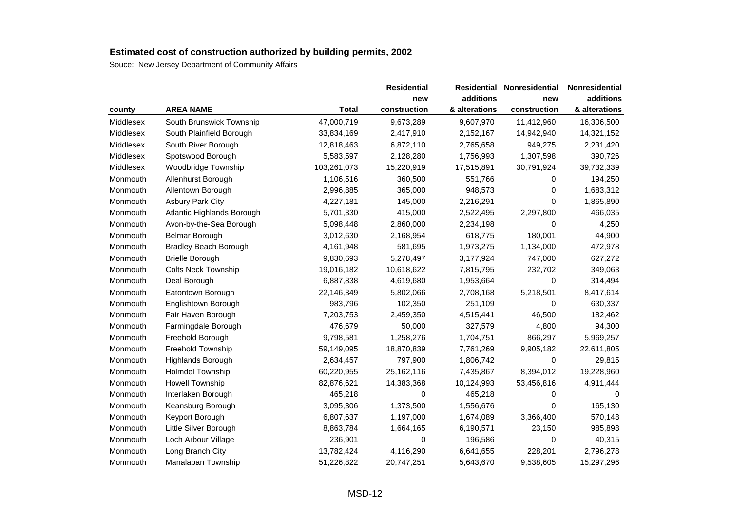**Estimated cost of construction authorized by building permits, 2002**

Souce: New Jersey Department of Community Affairs

| county | AREA NAME | Total | Residential new construction | Residential additions & alterations | Nonresidential new construction | Nonresidential additions & alterations |
|---|---|---|---|---|---|---|
| Middlesex | South Brunswick Township | 47,000,719 | 9,673,289 | 9,607,970 | 11,412,960 | 16,306,500 |
| Middlesex | South Plainfield Borough | 33,834,169 | 2,417,910 | 2,152,167 | 14,942,940 | 14,321,152 |
| Middlesex | South River Borough | 12,818,463 | 6,872,110 | 2,765,658 | 949,275 | 2,231,420 |
| Middlesex | Spotswood Borough | 5,583,597 | 2,128,280 | 1,756,993 | 1,307,598 | 390,726 |
| Middlesex | Woodbridge Township | 103,261,073 | 15,220,919 | 17,515,891 | 30,791,924 | 39,732,339 |
| Monmouth | Allenhurst Borough | 1,106,516 | 360,500 | 551,766 | 0 | 194,250 |
| Monmouth | Allentown Borough | 2,996,885 | 365,000 | 948,573 | 0 | 1,683,312 |
| Monmouth | Asbury Park City | 4,227,181 | 145,000 | 2,216,291 | 0 | 1,865,890 |
| Monmouth | Atlantic Highlands Borough | 5,701,330 | 415,000 | 2,522,495 | 2,297,800 | 466,035 |
| Monmouth | Avon-by-the-Sea Borough | 5,098,448 | 2,860,000 | 2,234,198 | 0 | 4,250 |
| Monmouth | Belmar Borough | 3,012,630 | 2,168,954 | 618,775 | 180,001 | 44,900 |
| Monmouth | Bradley Beach Borough | 4,161,948 | 581,695 | 1,973,275 | 1,134,000 | 472,978 |
| Monmouth | Brielle Borough | 9,830,693 | 5,278,497 | 3,177,924 | 747,000 | 627,272 |
| Monmouth | Colts Neck Township | 19,016,182 | 10,618,622 | 7,815,795 | 232,702 | 349,063 |
| Monmouth | Deal Borough | 6,887,838 | 4,619,680 | 1,953,664 | 0 | 314,494 |
| Monmouth | Eatontown Borough | 22,146,349 | 5,802,066 | 2,708,168 | 5,218,501 | 8,417,614 |
| Monmouth | Englishtown Borough | 983,796 | 102,350 | 251,109 | 0 | 630,337 |
| Monmouth | Fair Haven Borough | 7,203,753 | 2,459,350 | 4,515,441 | 46,500 | 182,462 |
| Monmouth | Farmingdale Borough | 476,679 | 50,000 | 327,579 | 4,800 | 94,300 |
| Monmouth | Freehold Borough | 9,798,581 | 1,258,276 | 1,704,751 | 866,297 | 5,969,257 |
| Monmouth | Freehold Township | 59,149,095 | 18,870,839 | 7,761,269 | 9,905,182 | 22,611,805 |
| Monmouth | Highlands Borough | 2,634,457 | 797,900 | 1,806,742 | 0 | 29,815 |
| Monmouth | Holmdel Township | 60,220,955 | 25,162,116 | 7,435,867 | 8,394,012 | 19,228,960 |
| Monmouth | Howell Township | 82,876,621 | 14,383,368 | 10,124,993 | 53,456,816 | 4,911,444 |
| Monmouth | Interlaken Borough | 465,218 | 0 | 465,218 | 0 | 0 |
| Monmouth | Keansburg Borough | 3,095,306 | 1,373,500 | 1,556,676 | 0 | 165,130 |
| Monmouth | Keyport Borough | 6,807,637 | 1,197,000 | 1,674,089 | 3,366,400 | 570,148 |
| Monmouth | Little Silver Borough | 8,863,784 | 1,664,165 | 6,190,571 | 23,150 | 985,898 |
| Monmouth | Loch Arbour Village | 236,901 | 0 | 196,586 | 0 | 40,315 |
| Monmouth | Long Branch City | 13,782,424 | 4,116,290 | 6,641,655 | 228,201 | 2,796,278 |
| Monmouth | Manalapan Township | 51,226,822 | 20,747,251 | 5,643,670 | 9,538,605 | 15,297,296 |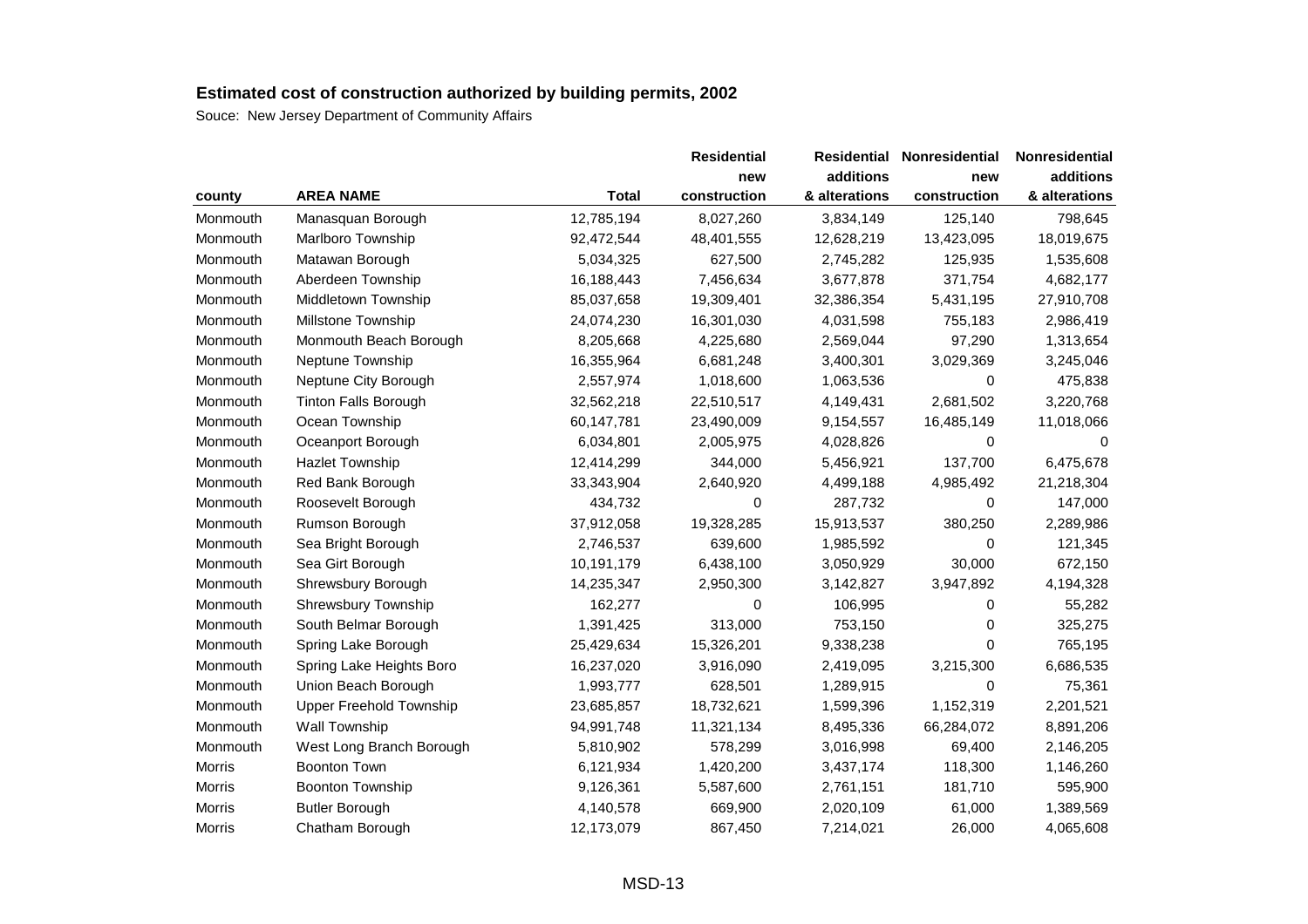## Estimated cost of construction authorized by building permits, 2002

Souce: New Jersey Department of Community Affairs

| county | AREA NAME | Total | Residential new construction | Residential additions & alterations | Nonresidential new construction | Nonresidential additions & alterations |
|---|---|---|---|---|---|---|
| Monmouth | Manasquan Borough | 12,785,194 | 8,027,260 | 3,834,149 | 125,140 | 798,645 |
| Monmouth | Marlboro Township | 92,472,544 | 48,401,555 | 12,628,219 | 13,423,095 | 18,019,675 |
| Monmouth | Matawan Borough | 5,034,325 | 627,500 | 2,745,282 | 125,935 | 1,535,608 |
| Monmouth | Aberdeen Township | 16,188,443 | 7,456,634 | 3,677,878 | 371,754 | 4,682,177 |
| Monmouth | Middletown Township | 85,037,658 | 19,309,401 | 32,386,354 | 5,431,195 | 27,910,708 |
| Monmouth | Millstone Township | 24,074,230 | 16,301,030 | 4,031,598 | 755,183 | 2,986,419 |
| Monmouth | Monmouth Beach Borough | 8,205,668 | 4,225,680 | 2,569,044 | 97,290 | 1,313,654 |
| Monmouth | Neptune Township | 16,355,964 | 6,681,248 | 3,400,301 | 3,029,369 | 3,245,046 |
| Monmouth | Neptune City Borough | 2,557,974 | 1,018,600 | 1,063,536 | 0 | 475,838 |
| Monmouth | Tinton Falls Borough | 32,562,218 | 22,510,517 | 4,149,431 | 2,681,502 | 3,220,768 |
| Monmouth | Ocean Township | 60,147,781 | 23,490,009 | 9,154,557 | 16,485,149 | 11,018,066 |
| Monmouth | Oceanport Borough | 6,034,801 | 2,005,975 | 4,028,826 | 0 | 0 |
| Monmouth | Hazlet Township | 12,414,299 | 344,000 | 5,456,921 | 137,700 | 6,475,678 |
| Monmouth | Red Bank Borough | 33,343,904 | 2,640,920 | 4,499,188 | 4,985,492 | 21,218,304 |
| Monmouth | Roosevelt Borough | 434,732 | 0 | 287,732 | 0 | 147,000 |
| Monmouth | Rumson Borough | 37,912,058 | 19,328,285 | 15,913,537 | 380,250 | 2,289,986 |
| Monmouth | Sea Bright Borough | 2,746,537 | 639,600 | 1,985,592 | 0 | 121,345 |
| Monmouth | Sea Girt Borough | 10,191,179 | 6,438,100 | 3,050,929 | 30,000 | 672,150 |
| Monmouth | Shrewsbury Borough | 14,235,347 | 2,950,300 | 3,142,827 | 3,947,892 | 4,194,328 |
| Monmouth | Shrewsbury Township | 162,277 | 0 | 106,995 | 0 | 55,282 |
| Monmouth | South Belmar Borough | 1,391,425 | 313,000 | 753,150 | 0 | 325,275 |
| Monmouth | Spring Lake Borough | 25,429,634 | 15,326,201 | 9,338,238 | 0 | 765,195 |
| Monmouth | Spring Lake Heights Boro | 16,237,020 | 3,916,090 | 2,419,095 | 3,215,300 | 6,686,535 |
| Monmouth | Union Beach Borough | 1,993,777 | 628,501 | 1,289,915 | 0 | 75,361 |
| Monmouth | Upper Freehold Township | 23,685,857 | 18,732,621 | 1,599,396 | 1,152,319 | 2,201,521 |
| Monmouth | Wall Township | 94,991,748 | 11,321,134 | 8,495,336 | 66,284,072 | 8,891,206 |
| Monmouth | West Long Branch Borough | 5,810,902 | 578,299 | 3,016,998 | 69,400 | 2,146,205 |
| Morris | Boonton Town | 6,121,934 | 1,420,200 | 3,437,174 | 118,300 | 1,146,260 |
| Morris | Boonton Township | 9,126,361 | 5,587,600 | 2,761,151 | 181,710 | 595,900 |
| Morris | Butler Borough | 4,140,578 | 669,900 | 2,020,109 | 61,000 | 1,389,569 |
| Morris | Chatham Borough | 12,173,079 | 867,450 | 7,214,021 | 26,000 | 4,065,608 |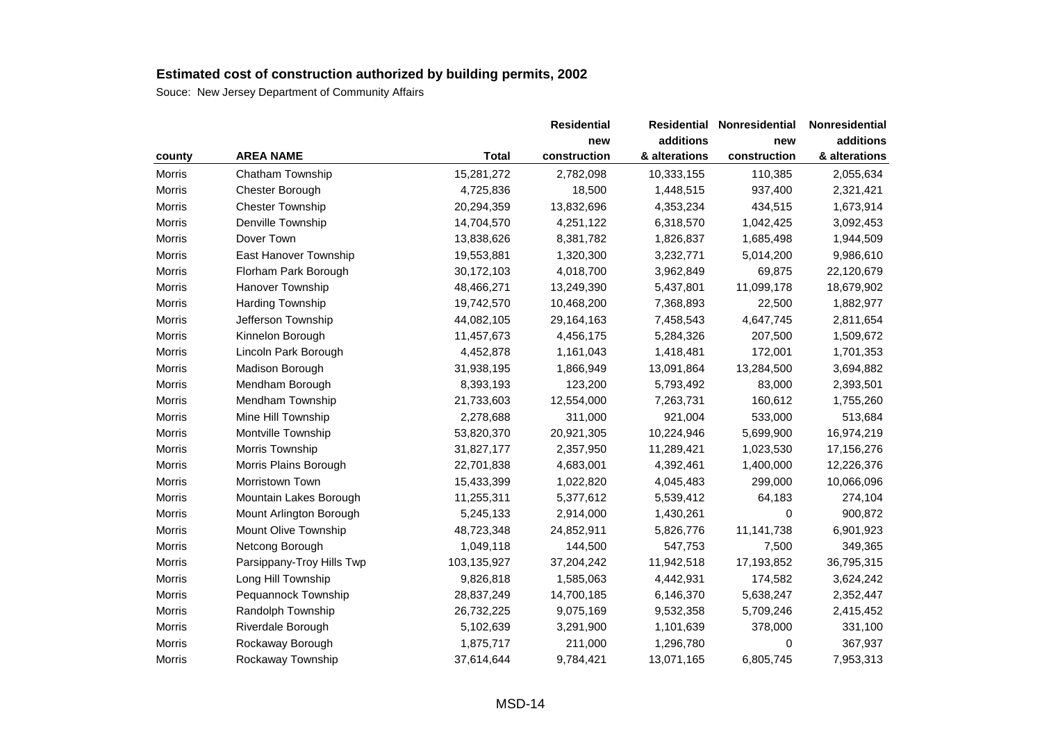## Estimated cost of construction authorized by building permits, 2002

Souce: New Jersey Department of Community Affairs

| county | AREA NAME | Total | Residential new construction | Residential additions & alterations | Nonresidential new construction | Nonresidential additions & alterations |
|---|---|---|---|---|---|---|
| Morris | Chatham Township | 15,281,272 | 2,782,098 | 10,333,155 | 110,385 | 2,055,634 |
| Morris | Chester Borough | 4,725,836 | 18,500 | 1,448,515 | 937,400 | 2,321,421 |
| Morris | Chester Township | 20,294,359 | 13,832,696 | 4,353,234 | 434,515 | 1,673,914 |
| Morris | Denville Township | 14,704,570 | 4,251,122 | 6,318,570 | 1,042,425 | 3,092,453 |
| Morris | Dover Town | 13,838,626 | 8,381,782 | 1,826,837 | 1,685,498 | 1,944,509 |
| Morris | East Hanover Township | 19,553,881 | 1,320,300 | 3,232,771 | 5,014,200 | 9,986,610 |
| Morris | Florham Park Borough | 30,172,103 | 4,018,700 | 3,962,849 | 69,875 | 22,120,679 |
| Morris | Hanover Township | 48,466,271 | 13,249,390 | 5,437,801 | 11,099,178 | 18,679,902 |
| Morris | Harding Township | 19,742,570 | 10,468,200 | 7,368,893 | 22,500 | 1,882,977 |
| Morris | Jefferson Township | 44,082,105 | 29,164,163 | 7,458,543 | 4,647,745 | 2,811,654 |
| Morris | Kinnelon Borough | 11,457,673 | 4,456,175 | 5,284,326 | 207,500 | 1,509,672 |
| Morris | Lincoln Park Borough | 4,452,878 | 1,161,043 | 1,418,481 | 172,001 | 1,701,353 |
| Morris | Madison Borough | 31,938,195 | 1,866,949 | 13,091,864 | 13,284,500 | 3,694,882 |
| Morris | Mendham Borough | 8,393,193 | 123,200 | 5,793,492 | 83,000 | 2,393,501 |
| Morris | Mendham Township | 21,733,603 | 12,554,000 | 7,263,731 | 160,612 | 1,755,260 |
| Morris | Mine Hill Township | 2,278,688 | 311,000 | 921,004 | 533,000 | 513,684 |
| Morris | Montville Township | 53,820,370 | 20,921,305 | 10,224,946 | 5,699,900 | 16,974,219 |
| Morris | Morris Township | 31,827,177 | 2,357,950 | 11,289,421 | 1,023,530 | 17,156,276 |
| Morris | Morris Plains Borough | 22,701,838 | 4,683,001 | 4,392,461 | 1,400,000 | 12,226,376 |
| Morris | Morristown Town | 15,433,399 | 1,022,820 | 4,045,483 | 299,000 | 10,066,096 |
| Morris | Mountain Lakes Borough | 11,255,311 | 5,377,612 | 5,539,412 | 64,183 | 274,104 |
| Morris | Mount Arlington Borough | 5,245,133 | 2,914,000 | 1,430,261 | 0 | 900,872 |
| Morris | Mount Olive Township | 48,723,348 | 24,852,911 | 5,826,776 | 11,141,738 | 6,901,923 |
| Morris | Netcong Borough | 1,049,118 | 144,500 | 547,753 | 7,500 | 349,365 |
| Morris | Parsippany-Troy Hills Twp | 103,135,927 | 37,204,242 | 11,942,518 | 17,193,852 | 36,795,315 |
| Morris | Long Hill Township | 9,826,818 | 1,585,063 | 4,442,931 | 174,582 | 3,624,242 |
| Morris | Pequannock Township | 28,837,249 | 14,700,185 | 6,146,370 | 5,638,247 | 2,352,447 |
| Morris | Randolph Township | 26,732,225 | 9,075,169 | 9,532,358 | 5,709,246 | 2,415,452 |
| Morris | Riverdale Borough | 5,102,639 | 3,291,900 | 1,101,639 | 378,000 | 331,100 |
| Morris | Rockaway Borough | 1,875,717 | 211,000 | 1,296,780 | 0 | 367,937 |
| Morris | Rockaway Township | 37,614,644 | 9,784,421 | 13,071,165 | 6,805,745 | 7,953,313 |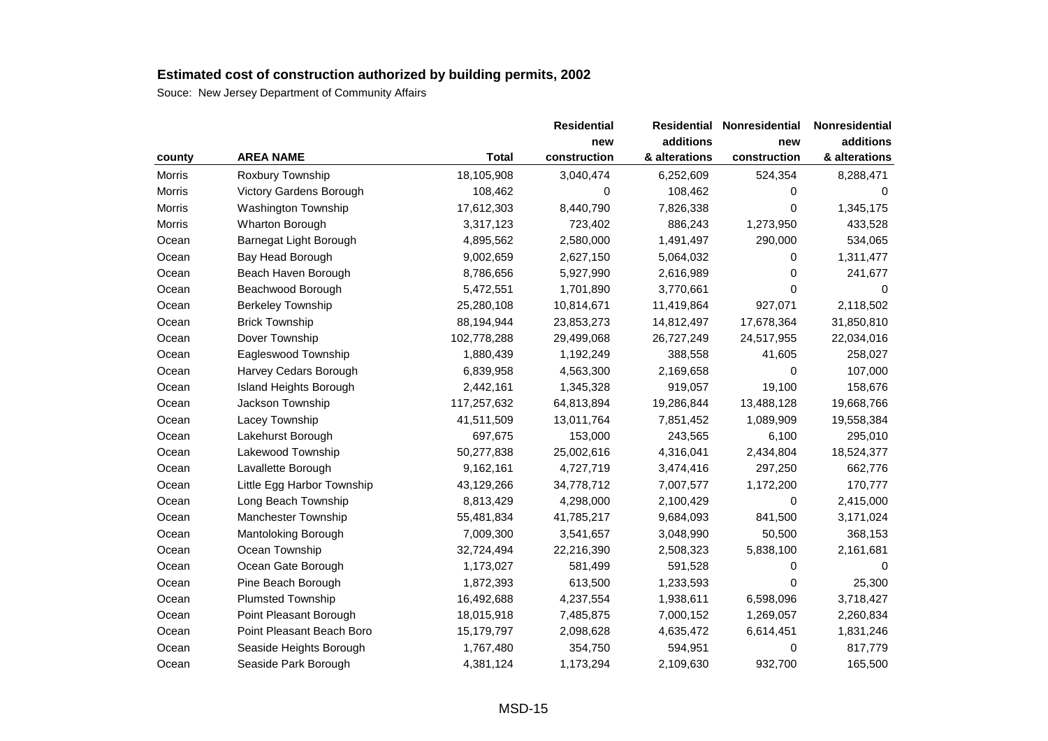## Estimated cost of construction authorized by building permits, 2002

Souce: New Jersey Department of Community Affairs

| county | AREA NAME | Total | Residential new construction | Residential additions & alterations | Nonresidential new construction | Nonresidential additions & alterations |
|---|---|---|---|---|---|---|
| Morris | Roxbury Township | 18,105,908 | 3,040,474 | 6,252,609 | 524,354 | 8,288,471 |
| Morris | Victory Gardens Borough | 108,462 | 0 | 108,462 | 0 | 0 |
| Morris | Washington Township | 17,612,303 | 8,440,790 | 7,826,338 | 0 | 1,345,175 |
| Morris | Wharton Borough | 3,317,123 | 723,402 | 886,243 | 1,273,950 | 433,528 |
| Ocean | Barnegat Light Borough | 4,895,562 | 2,580,000 | 1,491,497 | 290,000 | 534,065 |
| Ocean | Bay Head Borough | 9,002,659 | 2,627,150 | 5,064,032 | 0 | 1,311,477 |
| Ocean | Beach Haven Borough | 8,786,656 | 5,927,990 | 2,616,989 | 0 | 241,677 |
| Ocean | Beachwood Borough | 5,472,551 | 1,701,890 | 3,770,661 | 0 | 0 |
| Ocean | Berkeley Township | 25,280,108 | 10,814,671 | 11,419,864 | 927,071 | 2,118,502 |
| Ocean | Brick Township | 88,194,944 | 23,853,273 | 14,812,497 | 17,678,364 | 31,850,810 |
| Ocean | Dover Township | 102,778,288 | 29,499,068 | 26,727,249 | 24,517,955 | 22,034,016 |
| Ocean | Eagleswood Township | 1,880,439 | 1,192,249 | 388,558 | 41,605 | 258,027 |
| Ocean | Harvey Cedars Borough | 6,839,958 | 4,563,300 | 2,169,658 | 0 | 107,000 |
| Ocean | Island Heights Borough | 2,442,161 | 1,345,328 | 919,057 | 19,100 | 158,676 |
| Ocean | Jackson Township | 117,257,632 | 64,813,894 | 19,286,844 | 13,488,128 | 19,668,766 |
| Ocean | Lacey Township | 41,511,509 | 13,011,764 | 7,851,452 | 1,089,909 | 19,558,384 |
| Ocean | Lakehurst Borough | 697,675 | 153,000 | 243,565 | 6,100 | 295,010 |
| Ocean | Lakewood Township | 50,277,838 | 25,002,616 | 4,316,041 | 2,434,804 | 18,524,377 |
| Ocean | Lavallette Borough | 9,162,161 | 4,727,719 | 3,474,416 | 297,250 | 662,776 |
| Ocean | Little Egg Harbor Township | 43,129,266 | 34,778,712 | 7,007,577 | 1,172,200 | 170,777 |
| Ocean | Long Beach Township | 8,813,429 | 4,298,000 | 2,100,429 | 0 | 2,415,000 |
| Ocean | Manchester Township | 55,481,834 | 41,785,217 | 9,684,093 | 841,500 | 3,171,024 |
| Ocean | Mantoloking Borough | 7,009,300 | 3,541,657 | 3,048,990 | 50,500 | 368,153 |
| Ocean | Ocean Township | 32,724,494 | 22,216,390 | 2,508,323 | 5,838,100 | 2,161,681 |
| Ocean | Ocean Gate Borough | 1,173,027 | 581,499 | 591,528 | 0 | 0 |
| Ocean | Pine Beach Borough | 1,872,393 | 613,500 | 1,233,593 | 0 | 25,300 |
| Ocean | Plumsted Township | 16,492,688 | 4,237,554 | 1,938,611 | 6,598,096 | 3,718,427 |
| Ocean | Point Pleasant Borough | 18,015,918 | 7,485,875 | 7,000,152 | 1,269,057 | 2,260,834 |
| Ocean | Point Pleasant Beach Boro | 15,179,797 | 2,098,628 | 4,635,472 | 6,614,451 | 1,831,246 |
| Ocean | Seaside Heights Borough | 1,767,480 | 354,750 | 594,951 | 0 | 817,779 |
| Ocean | Seaside Park Borough | 4,381,124 | 1,173,294 | 2,109,630 | 932,700 | 165,500 |

MSD-15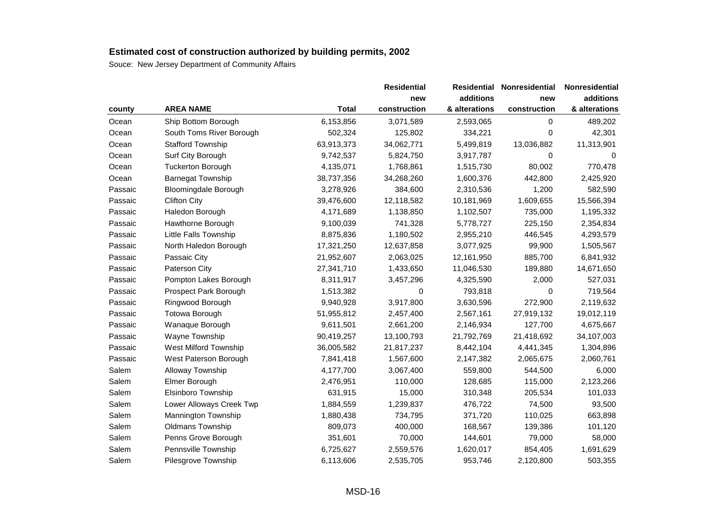**Estimated cost of construction authorized by building permits, 2002**

Souce: New Jersey Department of Community Affairs

| county | AREA NAME | Total | Residential new construction | Residential additions & alterations | Nonresidential new construction | Nonresidential additions & alterations |
|---|---|---|---|---|---|---|
| Ocean | Ship Bottom Borough | 6,153,856 | 3,071,589 | 2,593,065 | 0 | 489,202 |
| Ocean | South Toms River Borough | 502,324 | 125,802 | 334,221 | 0 | 42,301 |
| Ocean | Stafford Township | 63,913,373 | 34,062,771 | 5,499,819 | 13,036,882 | 11,313,901 |
| Ocean | Surf City Borough | 9,742,537 | 5,824,750 | 3,917,787 | 0 | 0 |
| Ocean | Tuckerton Borough | 4,135,071 | 1,768,861 | 1,515,730 | 80,002 | 770,478 |
| Ocean | Barnegat Township | 38,737,356 | 34,268,260 | 1,600,376 | 442,800 | 2,425,920 |
| Passaic | Bloomingdale Borough | 3,278,926 | 384,600 | 2,310,536 | 1,200 | 582,590 |
| Passaic | Clifton City | 39,476,600 | 12,118,582 | 10,181,969 | 1,609,655 | 15,566,394 |
| Passaic | Haledon Borough | 4,171,689 | 1,138,850 | 1,102,507 | 735,000 | 1,195,332 |
| Passaic | Hawthorne Borough | 9,100,039 | 741,328 | 5,778,727 | 225,150 | 2,354,834 |
| Passaic | Little Falls Township | 8,875,836 | 1,180,502 | 2,955,210 | 446,545 | 4,293,579 |
| Passaic | North Haledon Borough | 17,321,250 | 12,637,858 | 3,077,925 | 99,900 | 1,505,567 |
| Passaic | Passaic City | 21,952,607 | 2,063,025 | 12,161,950 | 885,700 | 6,841,932 |
| Passaic | Paterson City | 27,341,710 | 1,433,650 | 11,046,530 | 189,880 | 14,671,650 |
| Passaic | Pompton Lakes Borough | 8,311,917 | 3,457,296 | 4,325,590 | 2,000 | 527,031 |
| Passaic | Prospect Park Borough | 1,513,382 | 0 | 793,818 | 0 | 719,564 |
| Passaic | Ringwood Borough | 9,940,928 | 3,917,800 | 3,630,596 | 272,900 | 2,119,632 |
| Passaic | Totowa Borough | 51,955,812 | 2,457,400 | 2,567,161 | 27,919,132 | 19,012,119 |
| Passaic | Wanaque Borough | 9,611,501 | 2,661,200 | 2,146,934 | 127,700 | 4,675,667 |
| Passaic | Wayne Township | 90,419,257 | 13,100,793 | 21,792,769 | 21,418,692 | 34,107,003 |
| Passaic | West Milford Township | 36,005,582 | 21,817,237 | 8,442,104 | 4,441,345 | 1,304,896 |
| Passaic | West Paterson Borough | 7,841,418 | 1,567,600 | 2,147,382 | 2,065,675 | 2,060,761 |
| Salem | Alloway Township | 4,177,700 | 3,067,400 | 559,800 | 544,500 | 6,000 |
| Salem | Elmer Borough | 2,476,951 | 110,000 | 128,685 | 115,000 | 2,123,266 |
| Salem | Elsinboro Township | 631,915 | 15,000 | 310,348 | 205,534 | 101,033 |
| Salem | Lower Alloways Creek Twp | 1,884,559 | 1,239,837 | 476,722 | 74,500 | 93,500 |
| Salem | Mannington Township | 1,880,438 | 734,795 | 371,720 | 110,025 | 663,898 |
| Salem | Oldmans Township | 809,073 | 400,000 | 168,567 | 139,386 | 101,120 |
| Salem | Penns Grove Borough | 351,601 | 70,000 | 144,601 | 79,000 | 58,000 |
| Salem | Pennsville Township | 6,725,627 | 2,559,576 | 1,620,017 | 854,405 | 1,691,629 |
| Salem | Pilesgrove Township | 6,113,606 | 2,535,705 | 953,746 | 2,120,800 | 503,355 |

MSD-16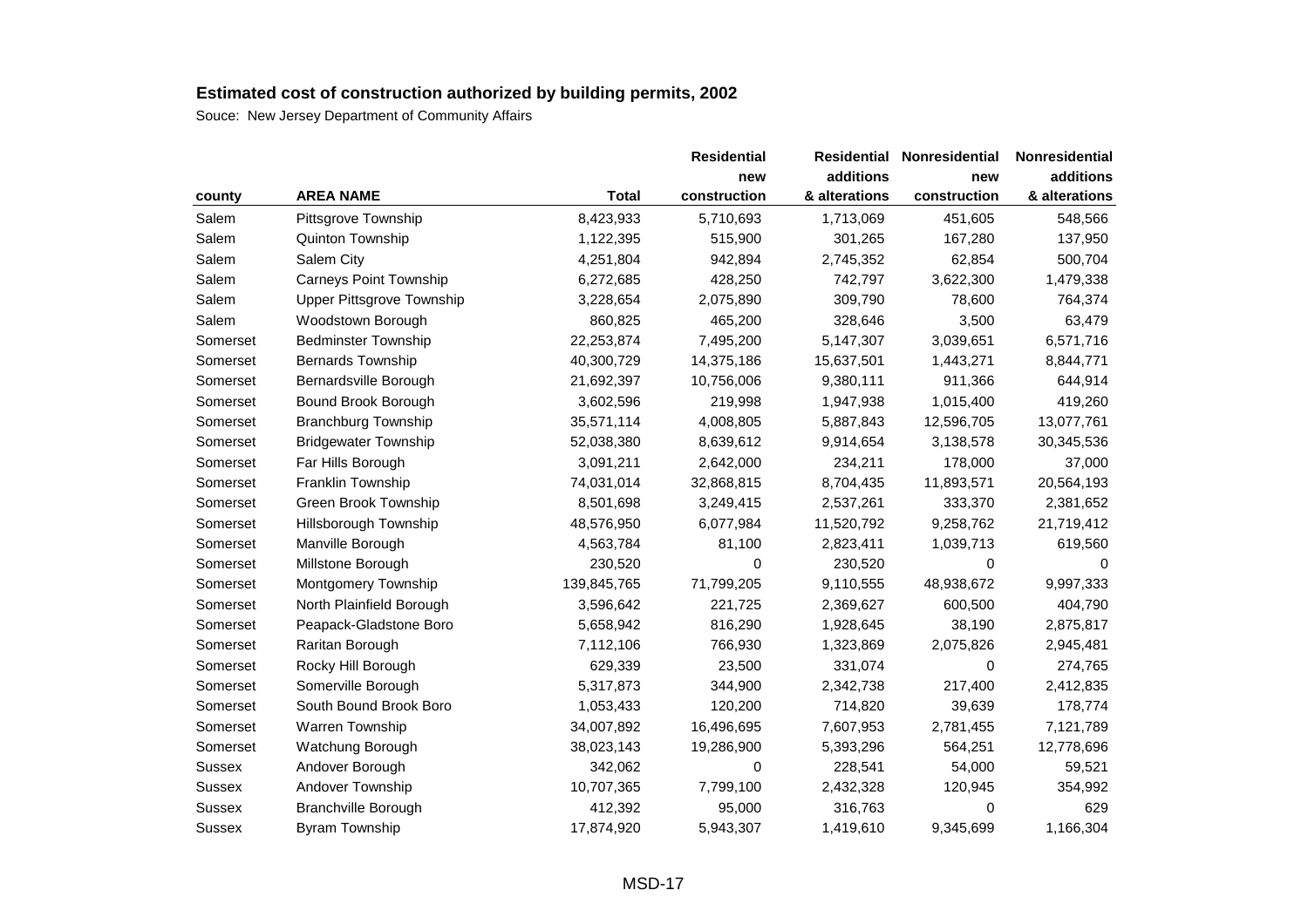# Estimated cost of construction authorized by building permits, 2002

Souce: New Jersey Department of Community Affairs

| county | AREA NAME | Total | Residential new construction | Residential additions & alterations | Nonresidential new construction | Nonresidential additions & alterations |
|---|---|---|---|---|---|---|
| Salem | Pittsgrove Township | 8,423,933 | 5,710,693 | 1,713,069 | 451,605 | 548,566 |
| Salem | Quinton Township | 1,122,395 | 515,900 | 301,265 | 167,280 | 137,950 |
| Salem | Salem City | 4,251,804 | 942,894 | 2,745,352 | 62,854 | 500,704 |
| Salem | Carneys Point Township | 6,272,685 | 428,250 | 742,797 | 3,622,300 | 1,479,338 |
| Salem | Upper Pittsgrove Township | 3,228,654 | 2,075,890 | 309,790 | 78,600 | 764,374 |
| Salem | Woodstown Borough | 860,825 | 465,200 | 328,646 | 3,500 | 63,479 |
| Somerset | Bedminster Township | 22,253,874 | 7,495,200 | 5,147,307 | 3,039,651 | 6,571,716 |
| Somerset | Bernards Township | 40,300,729 | 14,375,186 | 15,637,501 | 1,443,271 | 8,844,771 |
| Somerset | Bernardsville Borough | 21,692,397 | 10,756,006 | 9,380,111 | 911,366 | 644,914 |
| Somerset | Bound Brook Borough | 3,602,596 | 219,998 | 1,947,938 | 1,015,400 | 419,260 |
| Somerset | Branchburg Township | 35,571,114 | 4,008,805 | 5,887,843 | 12,596,705 | 13,077,761 |
| Somerset | Bridgewater Township | 52,038,380 | 8,639,612 | 9,914,654 | 3,138,578 | 30,345,536 |
| Somerset | Far Hills Borough | 3,091,211 | 2,642,000 | 234,211 | 178,000 | 37,000 |
| Somerset | Franklin Township | 74,031,014 | 32,868,815 | 8,704,435 | 11,893,571 | 20,564,193 |
| Somerset | Green Brook Township | 8,501,698 | 3,249,415 | 2,537,261 | 333,370 | 2,381,652 |
| Somerset | Hillsborough Township | 48,576,950 | 6,077,984 | 11,520,792 | 9,258,762 | 21,719,412 |
| Somerset | Manville Borough | 4,563,784 | 81,100 | 2,823,411 | 1,039,713 | 619,560 |
| Somerset | Millstone Borough | 230,520 | 0 | 230,520 | 0 | 0 |
| Somerset | Montgomery Township | 139,845,765 | 71,799,205 | 9,110,555 | 48,938,672 | 9,997,333 |
| Somerset | North Plainfield Borough | 3,596,642 | 221,725 | 2,369,627 | 600,500 | 404,790 |
| Somerset | Peapack-Gladstone Boro | 5,658,942 | 816,290 | 1,928,645 | 38,190 | 2,875,817 |
| Somerset | Raritan Borough | 7,112,106 | 766,930 | 1,323,869 | 2,075,826 | 2,945,481 |
| Somerset | Rocky Hill Borough | 629,339 | 23,500 | 331,074 | 0 | 274,765 |
| Somerset | Somerville Borough | 5,317,873 | 344,900 | 2,342,738 | 217,400 | 2,412,835 |
| Somerset | South Bound Brook Boro | 1,053,433 | 120,200 | 714,820 | 39,639 | 178,774 |
| Somerset | Warren Township | 34,007,892 | 16,496,695 | 7,607,953 | 2,781,455 | 7,121,789 |
| Somerset | Watchung Borough | 38,023,143 | 19,286,900 | 5,393,296 | 564,251 | 12,778,696 |
| Sussex | Andover Borough | 342,062 | 0 | 228,541 | 54,000 | 59,521 |
| Sussex | Andover Township | 10,707,365 | 7,799,100 | 2,432,328 | 120,945 | 354,992 |
| Sussex | Branchville Borough | 412,392 | 95,000 | 316,763 | 0 | 629 |
| Sussex | Byram Township | 17,874,920 | 5,943,307 | 1,419,610 | 9,345,699 | 1,166,304 |

MSD-17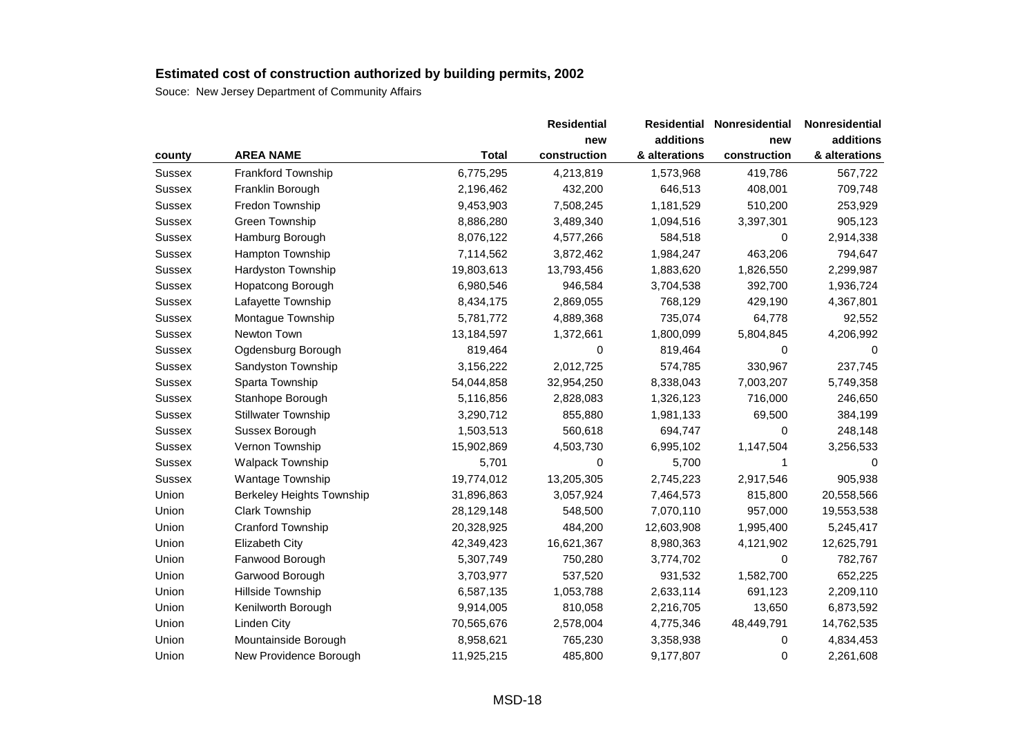## Estimated cost of construction authorized by building permits, 2002

Souce: New Jersey Department of Community Affairs

| county | AREA NAME | Total | Residential new construction | Residential additions & alterations | Nonresidential new construction | Nonresidential additions & alterations |
|---|---|---|---|---|---|---|
| Sussex | Frankford Township | 6,775,295 | 4,213,819 | 1,573,968 | 419,786 | 567,722 |
| Sussex | Franklin Borough | 2,196,462 | 432,200 | 646,513 | 408,001 | 709,748 |
| Sussex | Fredon Township | 9,453,903 | 7,508,245 | 1,181,529 | 510,200 | 253,929 |
| Sussex | Green Township | 8,886,280 | 3,489,340 | 1,094,516 | 3,397,301 | 905,123 |
| Sussex | Hamburg Borough | 8,076,122 | 4,577,266 | 584,518 | 0 | 2,914,338 |
| Sussex | Hampton Township | 7,114,562 | 3,872,462 | 1,984,247 | 463,206 | 794,647 |
| Sussex | Hardyston Township | 19,803,613 | 13,793,456 | 1,883,620 | 1,826,550 | 2,299,987 |
| Sussex | Hopatcong Borough | 6,980,546 | 946,584 | 3,704,538 | 392,700 | 1,936,724 |
| Sussex | Lafayette Township | 8,434,175 | 2,869,055 | 768,129 | 429,190 | 4,367,801 |
| Sussex | Montague Township | 5,781,772 | 4,889,368 | 735,074 | 64,778 | 92,552 |
| Sussex | Newton Town | 13,184,597 | 1,372,661 | 1,800,099 | 5,804,845 | 4,206,992 |
| Sussex | Ogdensburg Borough | 819,464 | 0 | 819,464 | 0 | 0 |
| Sussex | Sandyston Township | 3,156,222 | 2,012,725 | 574,785 | 330,967 | 237,745 |
| Sussex | Sparta Township | 54,044,858 | 32,954,250 | 8,338,043 | 7,003,207 | 5,749,358 |
| Sussex | Stanhope Borough | 5,116,856 | 2,828,083 | 1,326,123 | 716,000 | 246,650 |
| Sussex | Stillwater Township | 3,290,712 | 855,880 | 1,981,133 | 69,500 | 384,199 |
| Sussex | Sussex Borough | 1,503,513 | 560,618 | 694,747 | 0 | 248,148 |
| Sussex | Vernon Township | 15,902,869 | 4,503,730 | 6,995,102 | 1,147,504 | 3,256,533 |
| Sussex | Walpack Township | 5,701 | 0 | 5,700 | 1 | 0 |
| Sussex | Wantage Township | 19,774,012 | 13,205,305 | 2,745,223 | 2,917,546 | 905,938 |
| Union | Berkeley Heights Township | 31,896,863 | 3,057,924 | 7,464,573 | 815,800 | 20,558,566 |
| Union | Clark Township | 28,129,148 | 548,500 | 7,070,110 | 957,000 | 19,553,538 |
| Union | Cranford Township | 20,328,925 | 484,200 | 12,603,908 | 1,995,400 | 5,245,417 |
| Union | Elizabeth City | 42,349,423 | 16,621,367 | 8,980,363 | 4,121,902 | 12,625,791 |
| Union | Fanwood Borough | 5,307,749 | 750,280 | 3,774,702 | 0 | 782,767 |
| Union | Garwood Borough | 3,703,977 | 537,520 | 931,532 | 1,582,700 | 652,225 |
| Union | Hillside Township | 6,587,135 | 1,053,788 | 2,633,114 | 691,123 | 2,209,110 |
| Union | Kenilworth Borough | 9,914,005 | 810,058 | 2,216,705 | 13,650 | 6,873,592 |
| Union | Linden City | 70,565,676 | 2,578,004 | 4,775,346 | 48,449,791 | 14,762,535 |
| Union | Mountainside Borough | 8,958,621 | 765,230 | 3,358,938 | 0 | 4,834,453 |
| Union | New Providence Borough | 11,925,215 | 485,800 | 9,177,807 | 0 | 2,261,608 |

MSD-18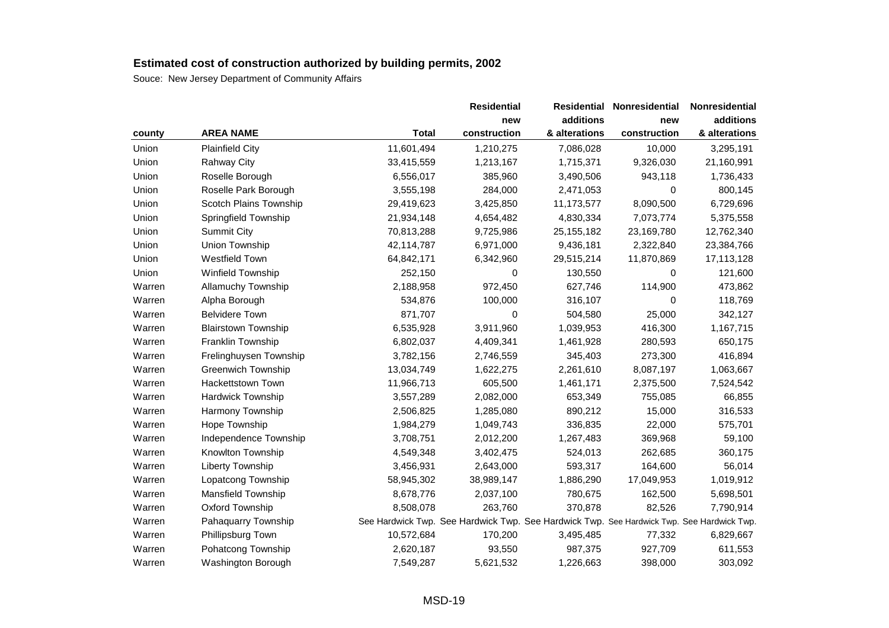## Estimated cost of construction authorized by building permits, 2002

Souce: New Jersey Department of Community Affairs

| county | AREA NAME | Total | Residential new construction | Residential additions & alterations | Nonresidential new construction | Nonresidential additions & alterations |
|---|---|---|---|---|---|---|
| Union | Plainfield City | 11,601,494 | 1,210,275 | 7,086,028 | 10,000 | 3,295,191 |
| Union | Rahway City | 33,415,559 | 1,213,167 | 1,715,371 | 9,326,030 | 21,160,991 |
| Union | Roselle Borough | 6,556,017 | 385,960 | 3,490,506 | 943,118 | 1,736,433 |
| Union | Roselle Park Borough | 3,555,198 | 284,000 | 2,471,053 | 0 | 800,145 |
| Union | Scotch Plains Township | 29,419,623 | 3,425,850 | 11,173,577 | 8,090,500 | 6,729,696 |
| Union | Springfield Township | 21,934,148 | 4,654,482 | 4,830,334 | 7,073,774 | 5,375,558 |
| Union | Summit City | 70,813,288 | 9,725,986 | 25,155,182 | 23,169,780 | 12,762,340 |
| Union | Union Township | 42,114,787 | 6,971,000 | 9,436,181 | 2,322,840 | 23,384,766 |
| Union | Westfield Town | 64,842,171 | 6,342,960 | 29,515,214 | 11,870,869 | 17,113,128 |
| Union | Winfield Township | 252,150 | 0 | 130,550 | 0 | 121,600 |
| Warren | Allamuchy Township | 2,188,958 | 972,450 | 627,746 | 114,900 | 473,862 |
| Warren | Alpha Borough | 534,876 | 100,000 | 316,107 | 0 | 118,769 |
| Warren | Belvidere Town | 871,707 | 0 | 504,580 | 25,000 | 342,127 |
| Warren | Blairstown Township | 6,535,928 | 3,911,960 | 1,039,953 | 416,300 | 1,167,715 |
| Warren | Franklin Township | 6,802,037 | 4,409,341 | 1,461,928 | 280,593 | 650,175 |
| Warren | Frelinghuysen Township | 3,782,156 | 2,746,559 | 345,403 | 273,300 | 416,894 |
| Warren | Greenwich Township | 13,034,749 | 1,622,275 | 2,261,610 | 8,087,197 | 1,063,667 |
| Warren | Hackettstown Town | 11,966,713 | 605,500 | 1,461,171 | 2,375,500 | 7,524,542 |
| Warren | Hardwick Township | 3,557,289 | 2,082,000 | 653,349 | 755,085 | 66,855 |
| Warren | Harmony Township | 2,506,825 | 1,285,080 | 890,212 | 15,000 | 316,533 |
| Warren | Hope Township | 1,984,279 | 1,049,743 | 336,835 | 22,000 | 575,701 |
| Warren | Independence Township | 3,708,751 | 2,012,200 | 1,267,483 | 369,968 | 59,100 |
| Warren | Knowlton Township | 4,549,348 | 3,402,475 | 524,013 | 262,685 | 360,175 |
| Warren | Liberty Township | 3,456,931 | 2,643,000 | 593,317 | 164,600 | 56,014 |
| Warren | Lopatcong Township | 58,945,302 | 38,989,147 | 1,886,290 | 17,049,953 | 1,019,912 |
| Warren | Mansfield Township | 8,678,776 | 2,037,100 | 780,675 | 162,500 | 5,698,501 |
| Warren | Oxford Township | 8,508,078 | 263,760 | 370,878 | 82,526 | 7,790,914 |
| Warren | Pahaquarry Township | See Hardwick Twp. | See Hardwick Twp. | See Hardwick Twp. | See Hardwick Twp. | See Hardwick Twp. |
| Warren | Phillipsburg Town | 10,572,684 | 170,200 | 3,495,485 | 77,332 | 6,829,667 |
| Warren | Pohatcong Township | 2,620,187 | 93,550 | 987,375 | 927,709 | 611,553 |
| Warren | Washington Borough | 7,549,287 | 5,621,532 | 1,226,663 | 398,000 | 303,092 |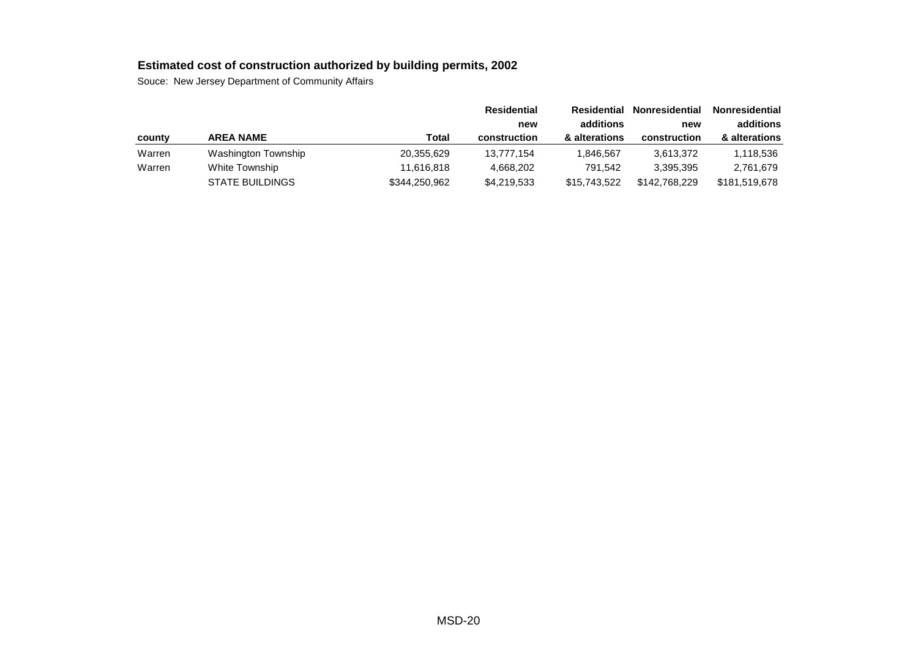## Estimated cost of construction authorized by building permits, 2002

Souce: New Jersey Department of Community Affairs

| county | AREA NAME | Total | Residential new construction | Residential additions & alterations | Nonresidential new construction | Nonresidential additions & alterations |
|---|---|---|---|---|---|---|
| Warren | Washington Township | 20,355,629 | 13,777,154 | 1,846,567 | 3,613,372 | 1,118,536 |
| Warren | White Township | 11,616,818 | 4,668,202 | 791,542 | 3,395,395 | 2,761,679 |
| | STATE BUILDINGS | $344,250,962 | $4,219,533 | $15,743,522 | $142,768,229 | $181,519,678 |